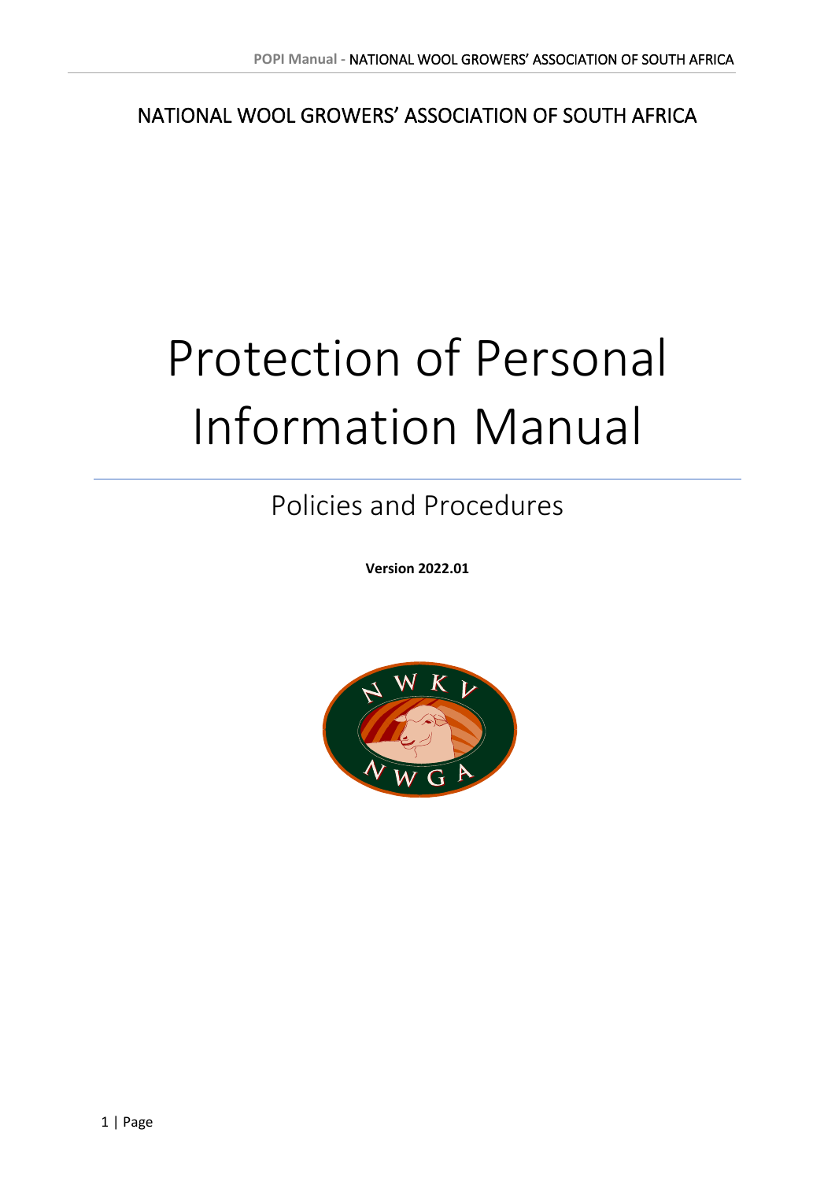NATIONAL WOOL GROWERS' ASSOCIATION OF SOUTH AFRICA

# Protection of Personal Information Manual

## Policies and Procedures

**Version 2022.01**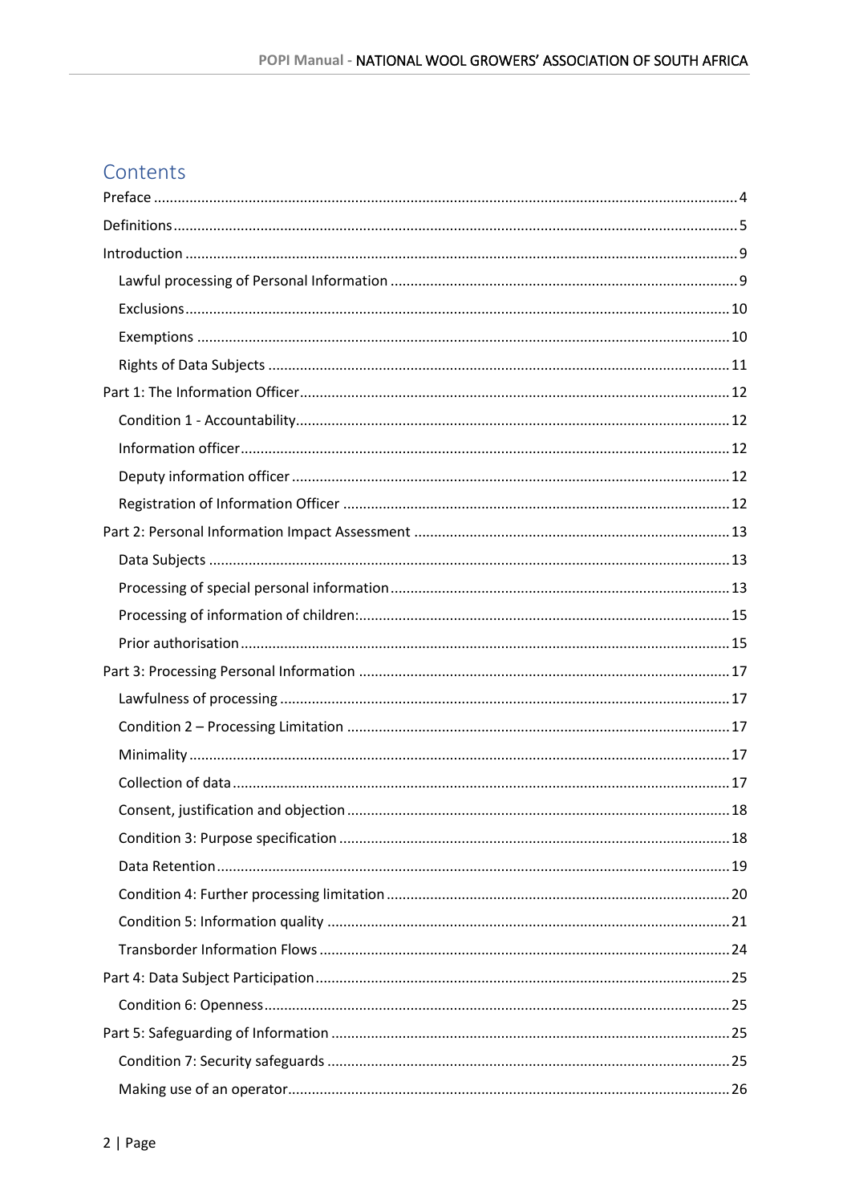# Contents

- Preface ..... 4
- Definitions ..... 5
- Introduction ..... 9
  - Lawful processing of Personal Information ..... 9
  - Exclusions ..... 10
  - Exemptions ..... 10
  - Rights of Data Subjects ..... 11
- Part 1: The Information Officer ..... 12
  - Condition 1 - Accountability ..... 12
  - Information officer ..... 12
  - Deputy information officer ..... 12
  - Registration of Information Officer ..... 12
- Part 2: Personal Information Impact Assessment ..... 13
  - Data Subjects ..... 13
  - Processing of special personal information ..... 13
  - Processing of information of children: ..... 15
  - Prior authorisation ..... 15
- Part 3: Processing Personal Information ..... 17
  - Lawfulness of processing ..... 17
  - Condition 2 – Processing Limitation ..... 17
  - Minimality ..... 17
  - Collection of data ..... 17
  - Consent, justification and objection ..... 18
  - Condition 3: Purpose specification ..... 18
  - Data Retention ..... 19
  - Condition 4: Further processing limitation ..... 20
  - Condition 5: Information quality ..... 21
  - Transborder Information Flows ..... 24
- Part 4: Data Subject Participation ..... 25
  - Condition 6: Openness ..... 25
- Part 5: Safeguarding of Information ..... 25
  - Condition 7: Security safeguards ..... 25
  - Making use of an operator ..... 26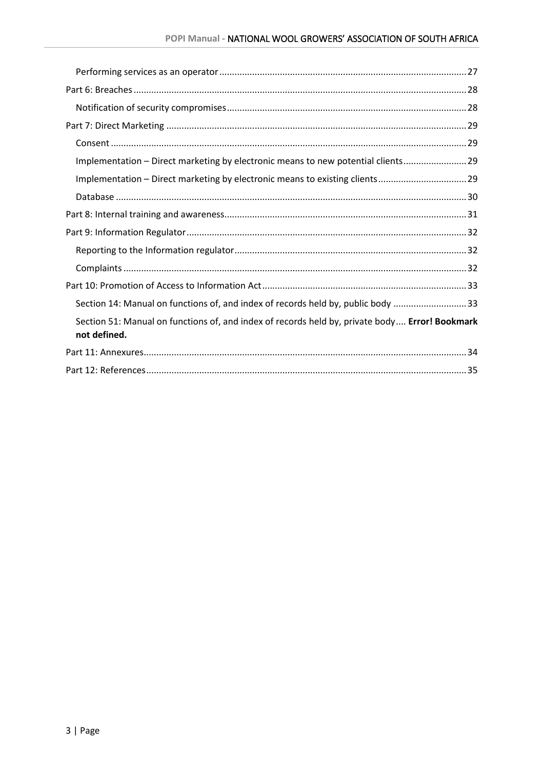- Performing services as an operator ................................................................................................. 27
- Part 6: Breaches ................................................................................................................................. 28
  - Notification of security compromises ............................................................................................. 28
- Part 7: Direct Marketing ..................................................................................................................... 29
  - Consent ............................................................................................................................................ 29
  - Implementation – Direct marketing by electronic means to new potential clients ......................... 29
  - Implementation – Direct marketing by electronic means to existing clients ................................... 29
  - Database .......................................................................................................................................... 30
- Part 8: Internal training and awareness .............................................................................................. 31
- Part 9: Information Regulator ............................................................................................................. 32
  - Reporting to the Information regulator ........................................................................................... 32
  - Complaints ....................................................................................................................................... 32
- Part 10: Promotion of Access to Information Act ................................................................................ 33
  - Section 14: Manual on functions of, and index of records held by, public body ............................. 33
  - Section 51: Manual on functions of, and index of records held by, private body .... **Error! Bookmark not defined.**
- Part 11: Annexures .............................................................................................................................. 34
- Part 12: References ............................................................................................................................. 35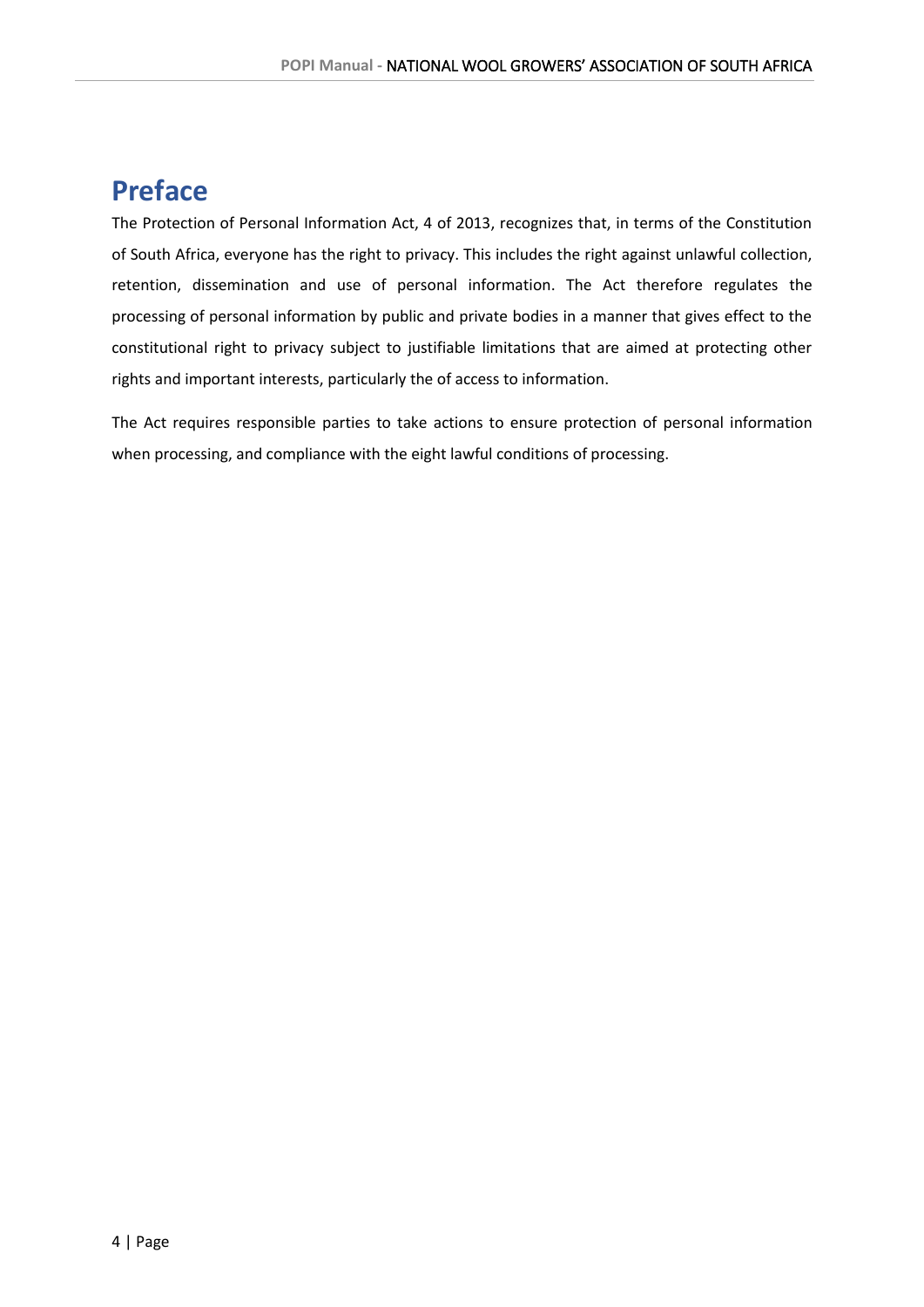# Preface

The Protection of Personal Information Act, 4 of 2013, recognizes that, in terms of the Constitution of South Africa, everyone has the right to privacy. This includes the right against unlawful collection, retention, dissemination and use of personal information. The Act therefore regulates the processing of personal information by public and private bodies in a manner that gives effect to the constitutional right to privacy subject to justifiable limitations that are aimed at protecting other rights and important interests, particularly the of access to information.

The Act requires responsible parties to take actions to ensure protection of personal information when processing, and compliance with the eight lawful conditions of processing.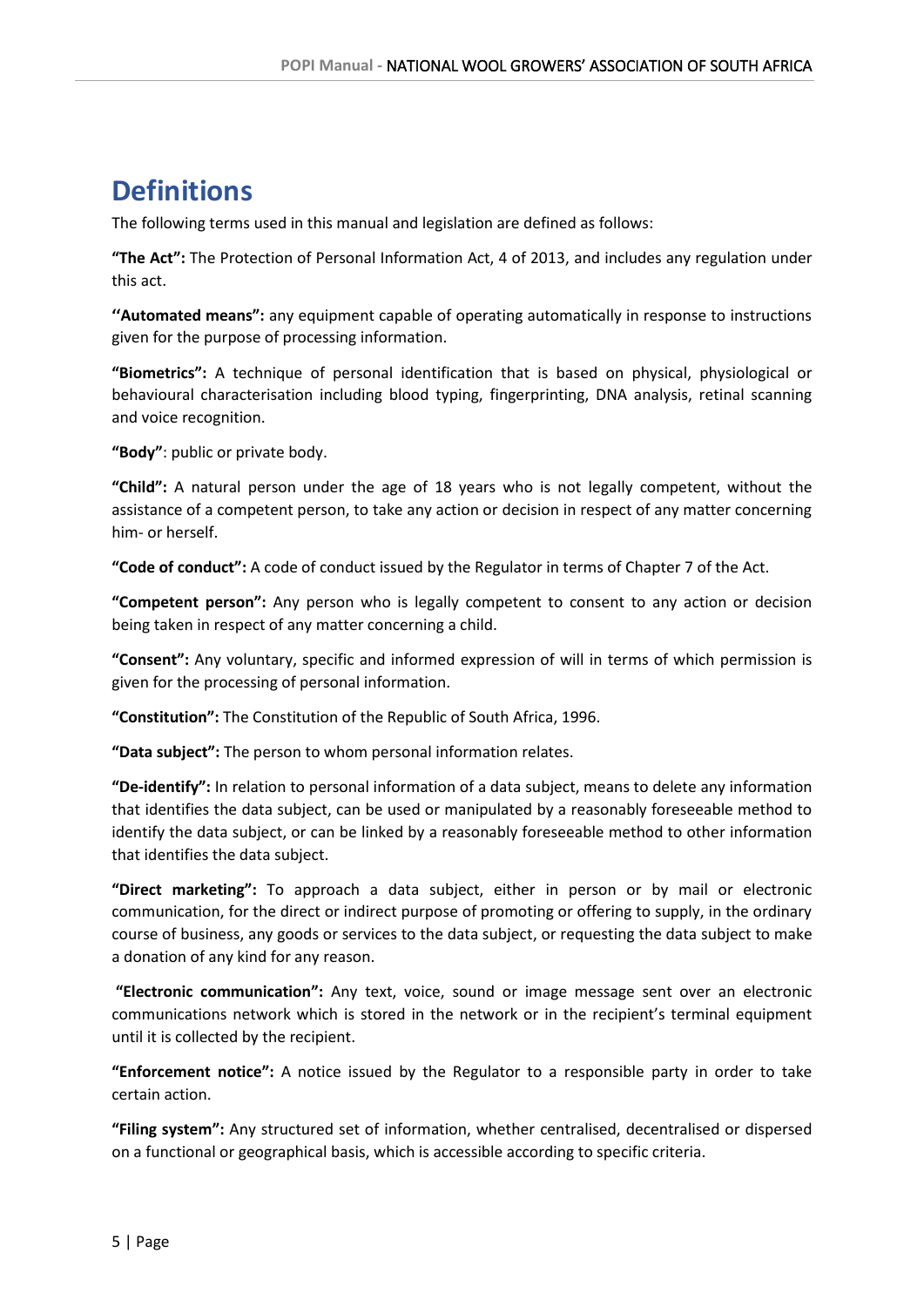# Definitions

The following terms used in this manual and legislation are defined as follows:

**"The Act":** The Protection of Personal Information Act, 4 of 2013, and includes any regulation under this act.

**''Automated means":** any equipment capable of operating automatically in response to instructions given for the purpose of processing information.

**"Biometrics":** A technique of personal identification that is based on physical, physiological or behavioural characterisation including blood typing, fingerprinting, DNA analysis, retinal scanning and voice recognition.

**"Body"**: public or private body.

**"Child":** A natural person under the age of 18 years who is not legally competent, without the assistance of a competent person, to take any action or decision in respect of any matter concerning him- or herself.

**"Code of conduct":** A code of conduct issued by the Regulator in terms of Chapter 7 of the Act.

**"Competent person":** Any person who is legally competent to consent to any action or decision being taken in respect of any matter concerning a child.

**"Consent":** Any voluntary, specific and informed expression of will in terms of which permission is given for the processing of personal information.

**"Constitution":** The Constitution of the Republic of South Africa, 1996.

**"Data subject":** The person to whom personal information relates.

**"De-identify":** In relation to personal information of a data subject, means to delete any information that identifies the data subject, can be used or manipulated by a reasonably foreseeable method to identify the data subject, or can be linked by a reasonably foreseeable method to other information that identifies the data subject.

**"Direct marketing":** To approach a data subject, either in person or by mail or electronic communication, for the direct or indirect purpose of promoting or offering to supply, in the ordinary course of business, any goods or services to the data subject, or requesting the data subject to make a donation of any kind for any reason.

**"Electronic communication":** Any text, voice, sound or image message sent over an electronic communications network which is stored in the network or in the recipient's terminal equipment until it is collected by the recipient.

**"Enforcement notice":** A notice issued by the Regulator to a responsible party in order to take certain action.

**"Filing system":** Any structured set of information, whether centralised, decentralised or dispersed on a functional or geographical basis, which is accessible according to specific criteria.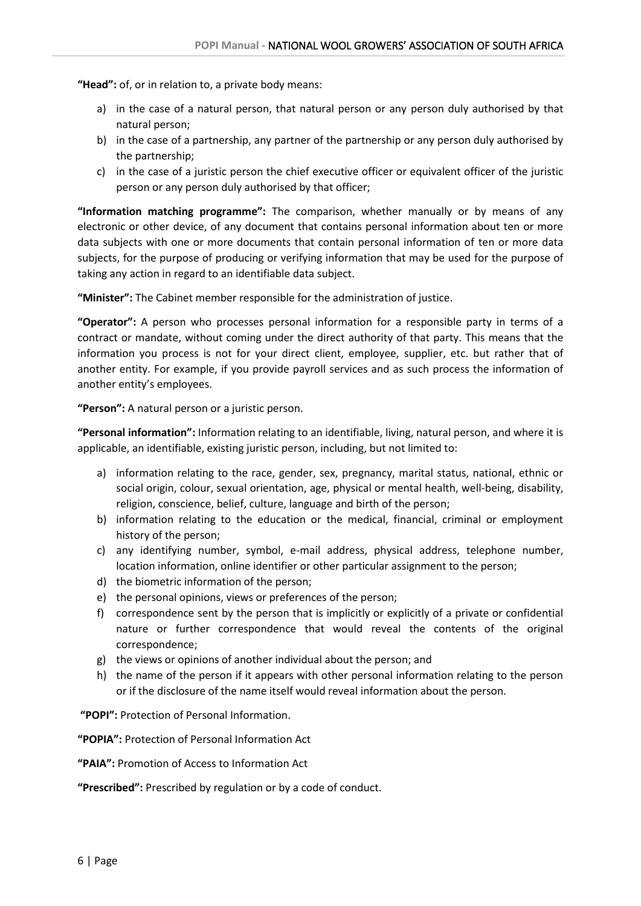**"Head":** of, or in relation to, a private body means:

a) in the case of a natural person, that natural person or any person duly authorised by that natural person;
b) in the case of a partnership, any partner of the partnership or any person duly authorised by the partnership;
c) in the case of a juristic person the chief executive officer or equivalent officer of the juristic person or any person duly authorised by that officer;

**"Information matching programme":** The comparison, whether manually or by means of any electronic or other device, of any document that contains personal information about ten or more data subjects with one or more documents that contain personal information of ten or more data subjects, for the purpose of producing or verifying information that may be used for the purpose of taking any action in regard to an identifiable data subject.

**"Minister":** The Cabinet member responsible for the administration of justice.

**"Operator":** A person who processes personal information for a responsible party in terms of a contract or mandate, without coming under the direct authority of that party. This means that the information you process is not for your direct client, employee, supplier, etc. but rather that of another entity. For example, if you provide payroll services and as such process the information of another entity's employees.

**"Person":** A natural person or a juristic person.

**"Personal information":** Information relating to an identifiable, living, natural person, and where it is applicable, an identifiable, existing juristic person, including, but not limited to:

a) information relating to the race, gender, sex, pregnancy, marital status, national, ethnic or social origin, colour, sexual orientation, age, physical or mental health, well-being, disability, religion, conscience, belief, culture, language and birth of the person;
b) information relating to the education or the medical, financial, criminal or employment history of the person;
c) any identifying number, symbol, e-mail address, physical address, telephone number, location information, online identifier or other particular assignment to the person;
d) the biometric information of the person;
e) the personal opinions, views or preferences of the person;
f) correspondence sent by the person that is implicitly or explicitly of a private or confidential nature or further correspondence that would reveal the contents of the original correspondence;
g) the views or opinions of another individual about the person; and
h) the name of the person if it appears with other personal information relating to the person or if the disclosure of the name itself would reveal information about the person.

**"POPI":** Protection of Personal Information.

**"POPIA":** Protection of Personal Information Act

**"PAIA":** Promotion of Access to Information Act

**"Prescribed":** Prescribed by regulation or by a code of conduct.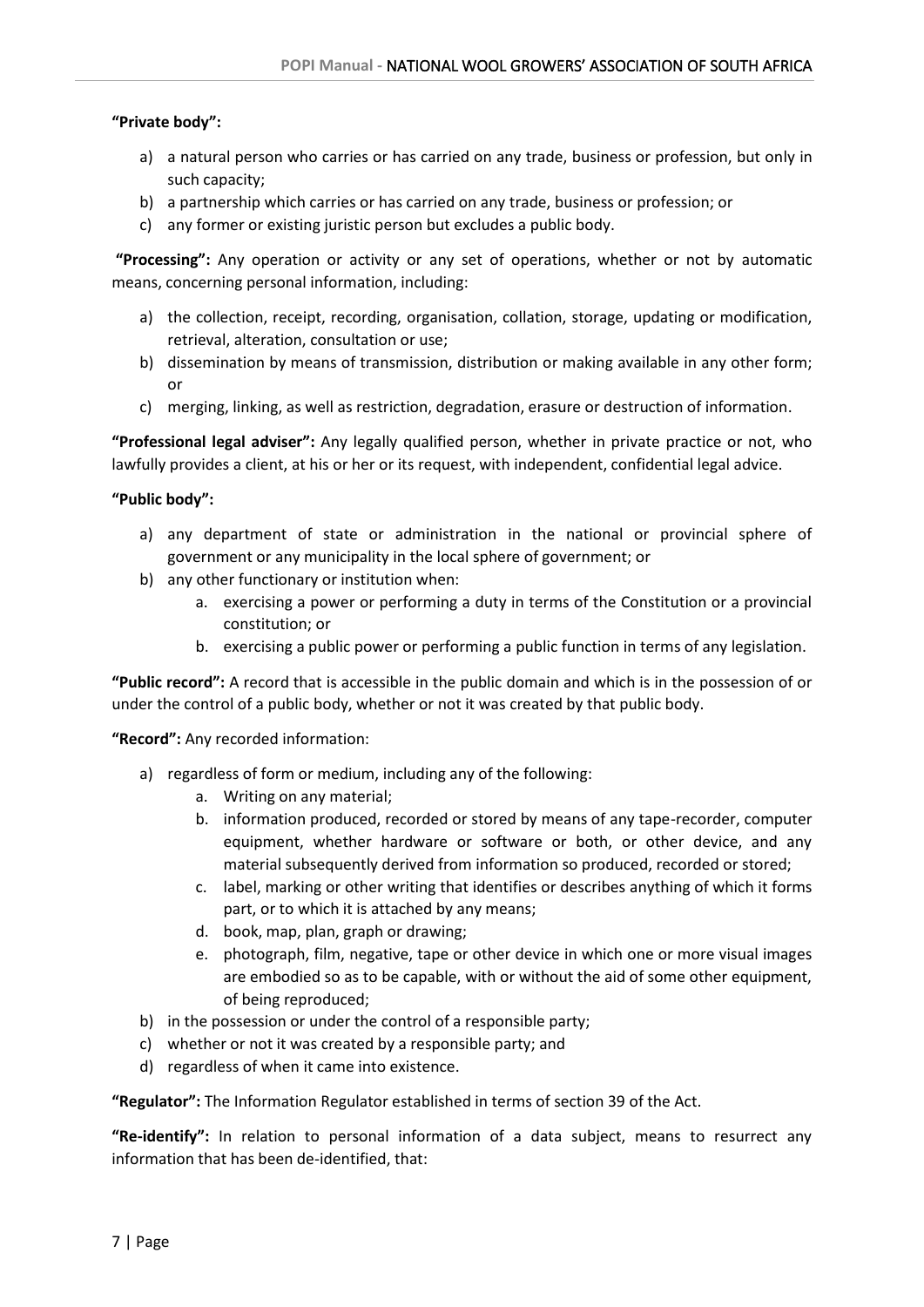**"Private body":**

a) a natural person who carries or has carried on any trade, business or profession, but only in such capacity;
b) a partnership which carries or has carried on any trade, business or profession; or
c) any former or existing juristic person but excludes a public body.

**"Processing":** Any operation or activity or any set of operations, whether or not by automatic means, concerning personal information, including:

a) the collection, receipt, recording, organisation, collation, storage, updating or modification, retrieval, alteration, consultation or use;
b) dissemination by means of transmission, distribution or making available in any other form; or
c) merging, linking, as well as restriction, degradation, erasure or destruction of information.

**"Professional legal adviser":** Any legally qualified person, whether in private practice or not, who lawfully provides a client, at his or her or its request, with independent, confidential legal advice.

**"Public body":**

a) any department of state or administration in the national or provincial sphere of government or any municipality in the local sphere of government; or
b) any other functionary or institution when:
    a. exercising a power or performing a duty in terms of the Constitution or a provincial constitution; or
    b. exercising a public power or performing a public function in terms of any legislation.

**"Public record":** A record that is accessible in the public domain and which is in the possession of or under the control of a public body, whether or not it was created by that public body.

**"Record":** Any recorded information:

a) regardless of form or medium, including any of the following:
    a. Writing on any material;
    b. information produced, recorded or stored by means of any tape-recorder, computer equipment, whether hardware or software or both, or other device, and any material subsequently derived from information so produced, recorded or stored;
    c. label, marking or other writing that identifies or describes anything of which it forms part, or to which it is attached by any means;
    d. book, map, plan, graph or drawing;
    e. photograph, film, negative, tape or other device in which one or more visual images are embodied so as to be capable, with or without the aid of some other equipment, of being reproduced;
b) in the possession or under the control of a responsible party;
c) whether or not it was created by a responsible party; and
d) regardless of when it came into existence.

**"Regulator":** The Information Regulator established in terms of section 39 of the Act.

**"Re-identify":** In relation to personal information of a data subject, means to resurrect any information that has been de-identified, that: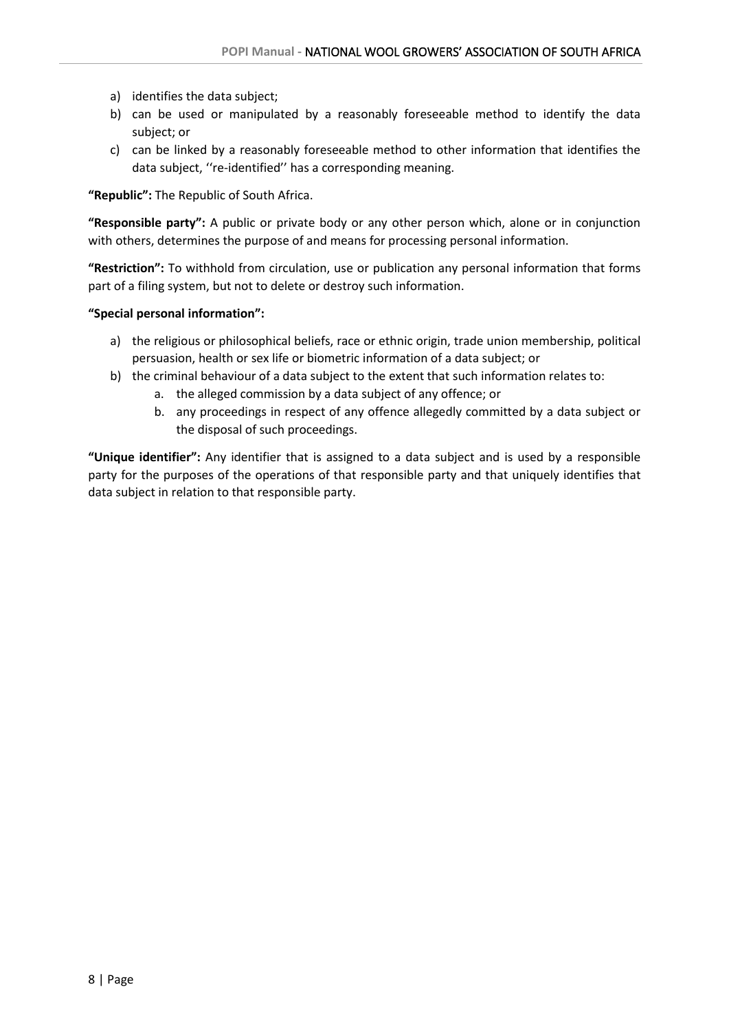a) identifies the data subject;
b) can be used or manipulated by a reasonably foreseeable method to identify the data subject; or
c) can be linked by a reasonably foreseeable method to other information that identifies the data subject, ''re-identified'' has a corresponding meaning.

**"Republic":** The Republic of South Africa.

**"Responsible party":** A public or private body or any other person which, alone or in conjunction with others, determines the purpose of and means for processing personal information.

**"Restriction":** To withhold from circulation, use or publication any personal information that forms part of a filing system, but not to delete or destroy such information.

**"Special personal information":**

a) the religious or philosophical beliefs, race or ethnic origin, trade union membership, political persuasion, health or sex life or biometric information of a data subject; or
b) the criminal behaviour of a data subject to the extent that such information relates to:
    a. the alleged commission by a data subject of any offence; or
    b. any proceedings in respect of any offence allegedly committed by a data subject or the disposal of such proceedings.

**"Unique identifier":** Any identifier that is assigned to a data subject and is used by a responsible party for the purposes of the operations of that responsible party and that uniquely identifies that data subject in relation to that responsible party.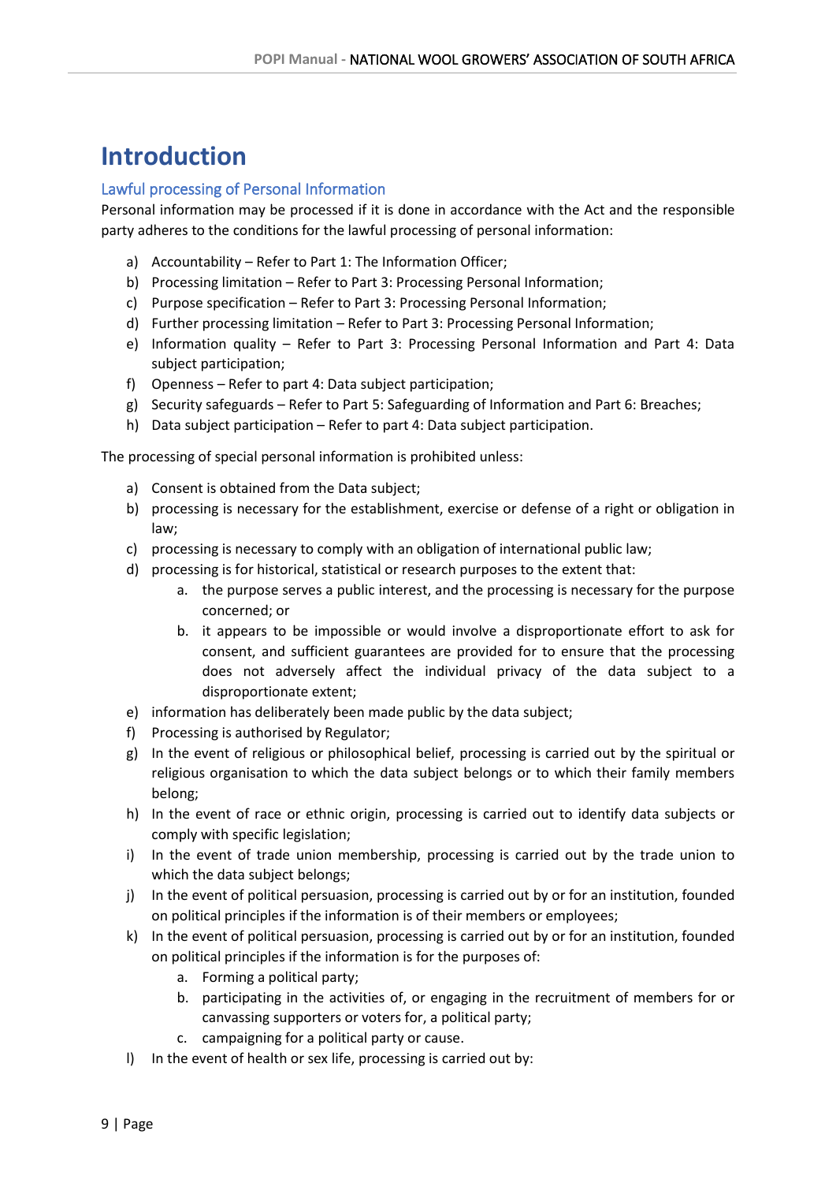# Introduction

## Lawful processing of Personal Information

Personal information may be processed if it is done in accordance with the Act and the responsible party adheres to the conditions for the lawful processing of personal information:

a) Accountability – Refer to Part 1: The Information Officer;
b) Processing limitation – Refer to Part 3: Processing Personal Information;
c) Purpose specification – Refer to Part 3: Processing Personal Information;
d) Further processing limitation – Refer to Part 3: Processing Personal Information;
e) Information quality – Refer to Part 3: Processing Personal Information and Part 4: Data subject participation;
f) Openness – Refer to part 4: Data subject participation;
g) Security safeguards – Refer to Part 5: Safeguarding of Information and Part 6: Breaches;
h) Data subject participation – Refer to part 4: Data subject participation.

The processing of special personal information is prohibited unless:

a) Consent is obtained from the Data subject;
b) processing is necessary for the establishment, exercise or defense of a right or obligation in law;
c) processing is necessary to comply with an obligation of international public law;
d) processing is for historical, statistical or research purposes to the extent that:
    a. the purpose serves a public interest, and the processing is necessary for the purpose concerned; or
    b. it appears to be impossible or would involve a disproportionate effort to ask for consent, and sufficient guarantees are provided for to ensure that the processing does not adversely affect the individual privacy of the data subject to a disproportionate extent;
e) information has deliberately been made public by the data subject;
f) Processing is authorised by Regulator;
g) In the event of religious or philosophical belief, processing is carried out by the spiritual or religious organisation to which the data subject belongs or to which their family members belong;
h) In the event of race or ethnic origin, processing is carried out to identify data subjects or comply with specific legislation;
i) In the event of trade union membership, processing is carried out by the trade union to which the data subject belongs;
j) In the event of political persuasion, processing is carried out by or for an institution, founded on political principles if the information is of their members or employees;
k) In the event of political persuasion, processing is carried out by or for an institution, founded on political principles if the information is for the purposes of:
    a. Forming a political party;
    b. participating in the activities of, or engaging in the recruitment of members for or canvassing supporters or voters for, a political party;
    c. campaigning for a political party or cause.
l) In the event of health or sex life, processing is carried out by: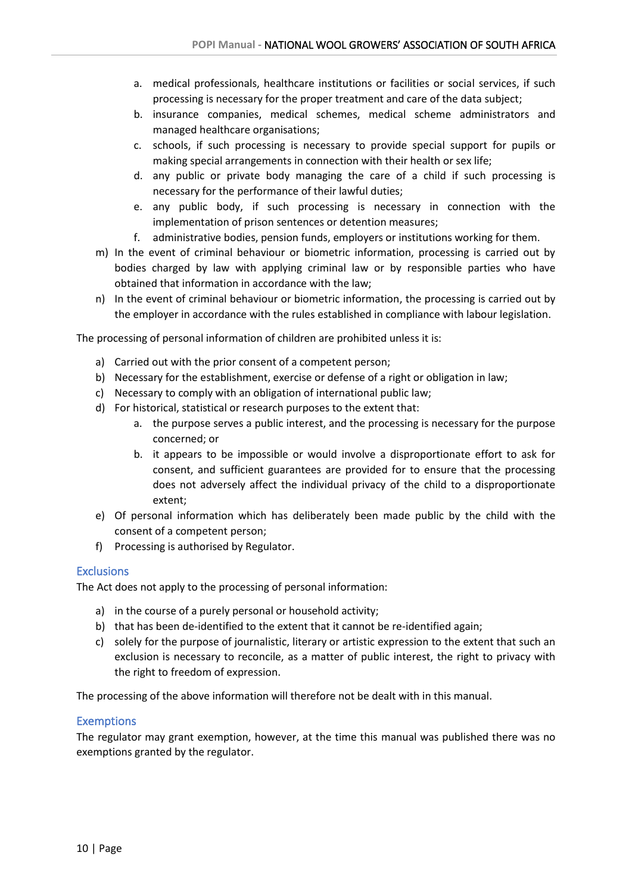a. medical professionals, healthcare institutions or facilities or social services, if such processing is necessary for the proper treatment and care of the data subject;
   b. insurance companies, medical schemes, medical scheme administrators and managed healthcare organisations;
   c. schools, if such processing is necessary to provide special support for pupils or making special arrangements in connection with their health or sex life;
   d. any public or private body managing the care of a child if such processing is necessary for the performance of their lawful duties;
   e. any public body, if such processing is necessary in connection with the implementation of prison sentences or detention measures;
   f. administrative bodies, pension funds, employers or institutions working for them.

m) In the event of criminal behaviour or biometric information, processing is carried out by bodies charged by law with applying criminal law or by responsible parties who have obtained that information in accordance with the law;

n) In the event of criminal behaviour or biometric information, the processing is carried out by the employer in accordance with the rules established in compliance with labour legislation.

The processing of personal information of children are prohibited unless it is:

a) Carried out with the prior consent of a competent person;
b) Necessary for the establishment, exercise or defense of a right or obligation in law;
c) Necessary to comply with an obligation of international public law;
d) For historical, statistical or research purposes to the extent that:
   a. the purpose serves a public interest, and the processing is necessary for the purpose concerned; or
   b. it appears to be impossible or would involve a disproportionate effort to ask for consent, and sufficient guarantees are provided for to ensure that the processing does not adversely affect the individual privacy of the child to a disproportionate extent;
e) Of personal information which has deliberately been made public by the child with the consent of a competent person;
f) Processing is authorised by Regulator.

## Exclusions

The Act does not apply to the processing of personal information:

a) in the course of a purely personal or household activity;
b) that has been de-identified to the extent that it cannot be re-identified again;
c) solely for the purpose of journalistic, literary or artistic expression to the extent that such an exclusion is necessary to reconcile, as a matter of public interest, the right to privacy with the right to freedom of expression.

The processing of the above information will therefore not be dealt with in this manual.

## Exemptions

The regulator may grant exemption, however, at the time this manual was published there was no exemptions granted by the regulator.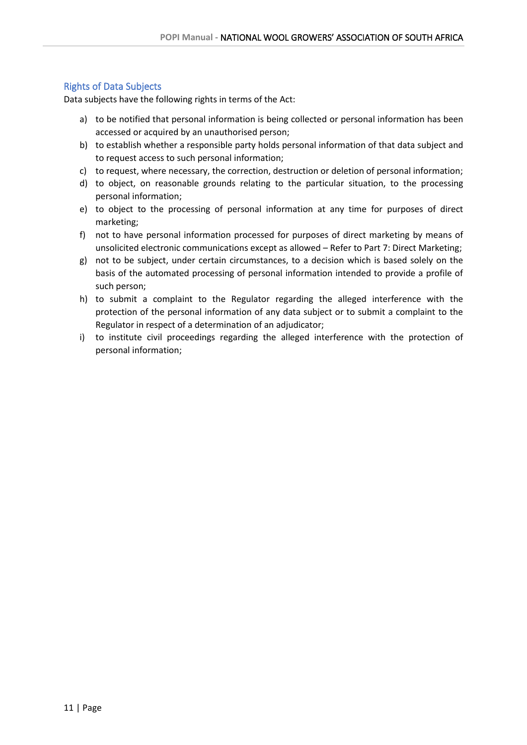## Rights of Data Subjects

Data subjects have the following rights in terms of the Act:

a) to be notified that personal information is being collected or personal information has been accessed or acquired by an unauthorised person;
b) to establish whether a responsible party holds personal information of that data subject and to request access to such personal information;
c) to request, where necessary, the correction, destruction or deletion of personal information;
d) to object, on reasonable grounds relating to the particular situation, to the processing personal information;
e) to object to the processing of personal information at any time for purposes of direct marketing;
f) not to have personal information processed for purposes of direct marketing by means of unsolicited electronic communications except as allowed – Refer to Part 7: Direct Marketing;
g) not to be subject, under certain circumstances, to a decision which is based solely on the basis of the automated processing of personal information intended to provide a profile of such person;
h) to submit a complaint to the Regulator regarding the alleged interference with the protection of the personal information of any data subject or to submit a complaint to the Regulator in respect of a determination of an adjudicator;
i) to institute civil proceedings regarding the alleged interference with the protection of personal information;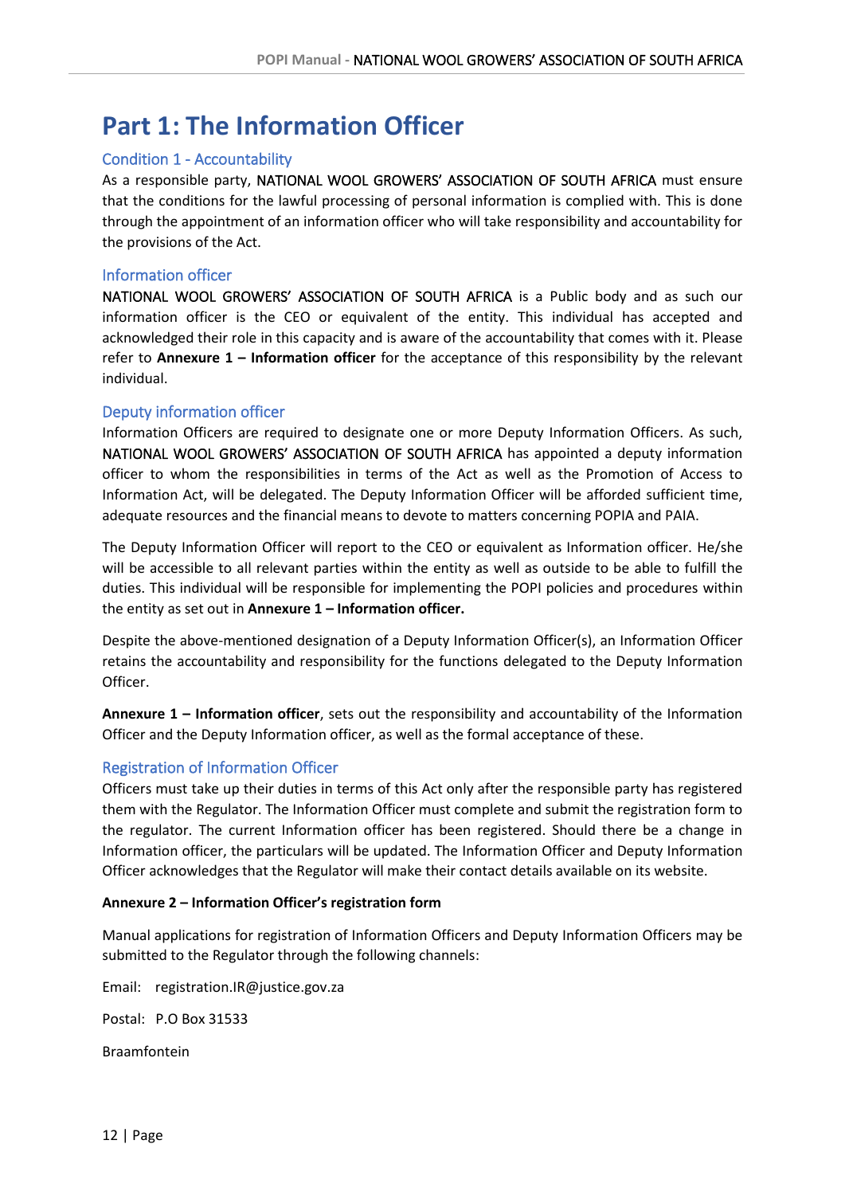# Part 1: The Information Officer

## Condition 1 - Accountability

As a responsible party, NATIONAL WOOL GROWERS' ASSOCIATION OF SOUTH AFRICA must ensure that the conditions for the lawful processing of personal information is complied with. This is done through the appointment of an information officer who will take responsibility and accountability for the provisions of the Act.

## Information officer

NATIONAL WOOL GROWERS' ASSOCIATION OF SOUTH AFRICA is a Public body and as such our information officer is the CEO or equivalent of the entity. This individual has accepted and acknowledged their role in this capacity and is aware of the accountability that comes with it. Please refer to **Annexure 1 – Information officer** for the acceptance of this responsibility by the relevant individual.

## Deputy information officer

Information Officers are required to designate one or more Deputy Information Officers. As such, NATIONAL WOOL GROWERS' ASSOCIATION OF SOUTH AFRICA has appointed a deputy information officer to whom the responsibilities in terms of the Act as well as the Promotion of Access to Information Act, will be delegated. The Deputy Information Officer will be afforded sufficient time, adequate resources and the financial means to devote to matters concerning POPIA and PAIA.

The Deputy Information Officer will report to the CEO or equivalent as Information officer. He/she will be accessible to all relevant parties within the entity as well as outside to be able to fulfill the duties. This individual will be responsible for implementing the POPI policies and procedures within the entity as set out in **Annexure 1 – Information officer.**

Despite the above-mentioned designation of a Deputy Information Officer(s), an Information Officer retains the accountability and responsibility for the functions delegated to the Deputy Information Officer.

**Annexure 1 – Information officer**, sets out the responsibility and accountability of the Information Officer and the Deputy Information officer, as well as the formal acceptance of these.

## Registration of Information Officer

Officers must take up their duties in terms of this Act only after the responsible party has registered them with the Regulator. The Information Officer must complete and submit the registration form to the regulator. The current Information officer has been registered. Should there be a change in Information officer, the particulars will be updated. The Information Officer and Deputy Information Officer acknowledges that the Regulator will make their contact details available on its website.

**Annexure 2 – Information Officer's registration form**

Manual applications for registration of Information Officers and Deputy Information Officers may be submitted to the Regulator through the following channels:

Email: registration.IR@justice.gov.za

Postal: P.O Box 31533

Braamfontein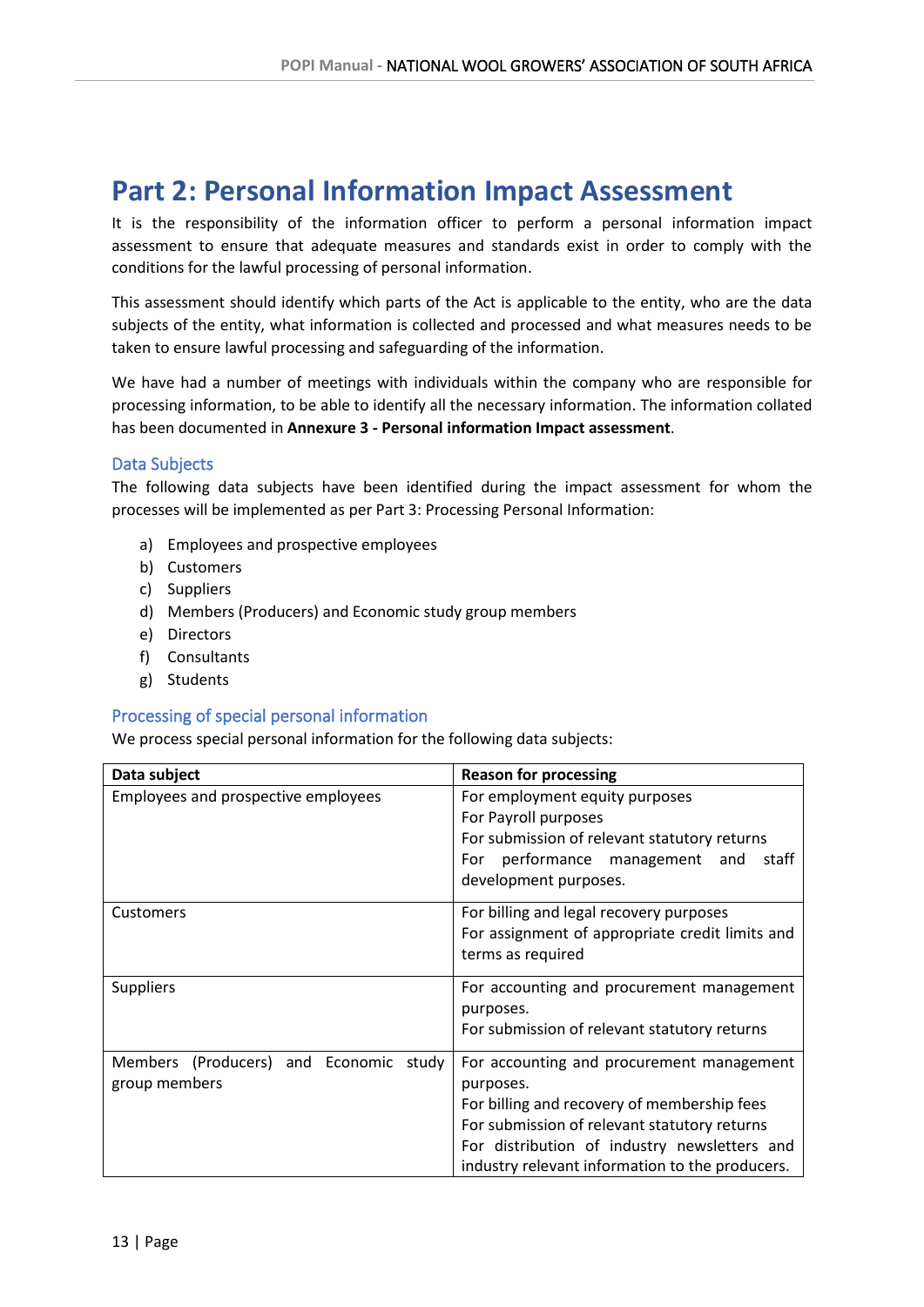# Part 2: Personal Information Impact Assessment

It is the responsibility of the information officer to perform a personal information impact assessment to ensure that adequate measures and standards exist in order to comply with the conditions for the lawful processing of personal information.

This assessment should identify which parts of the Act is applicable to the entity, who are the data subjects of the entity, what information is collected and processed and what measures needs to be taken to ensure lawful processing and safeguarding of the information.

We have had a number of meetings with individuals within the company who are responsible for processing information, to be able to identify all the necessary information. The information collated has been documented in **Annexure 3 - Personal information Impact assessment**.

## Data Subjects

The following data subjects have been identified during the impact assessment for whom the processes will be implemented as per Part 3: Processing Personal Information:

a) Employees and prospective employees
b) Customers
c) Suppliers
d) Members (Producers) and Economic study group members
e) Directors
f) Consultants
g) Students

## Processing of special personal information

We process special personal information for the following data subjects:

| Data subject | Reason for processing |
| --- | --- |
| Employees and prospective employees | For employment equity purposes<br>For Payroll purposes<br>For submission of relevant statutory returns<br>For performance management and staff development purposes. |
| Customers | For billing and legal recovery purposes<br>For assignment of appropriate credit limits and terms as required |
| Suppliers | For accounting and procurement management purposes.<br>For submission of relevant statutory returns |
| Members (Producers) and Economic study group members | For accounting and procurement management purposes.<br>For billing and recovery of membership fees<br>For submission of relevant statutory returns<br>For distribution of industry newsletters and industry relevant information to the producers. |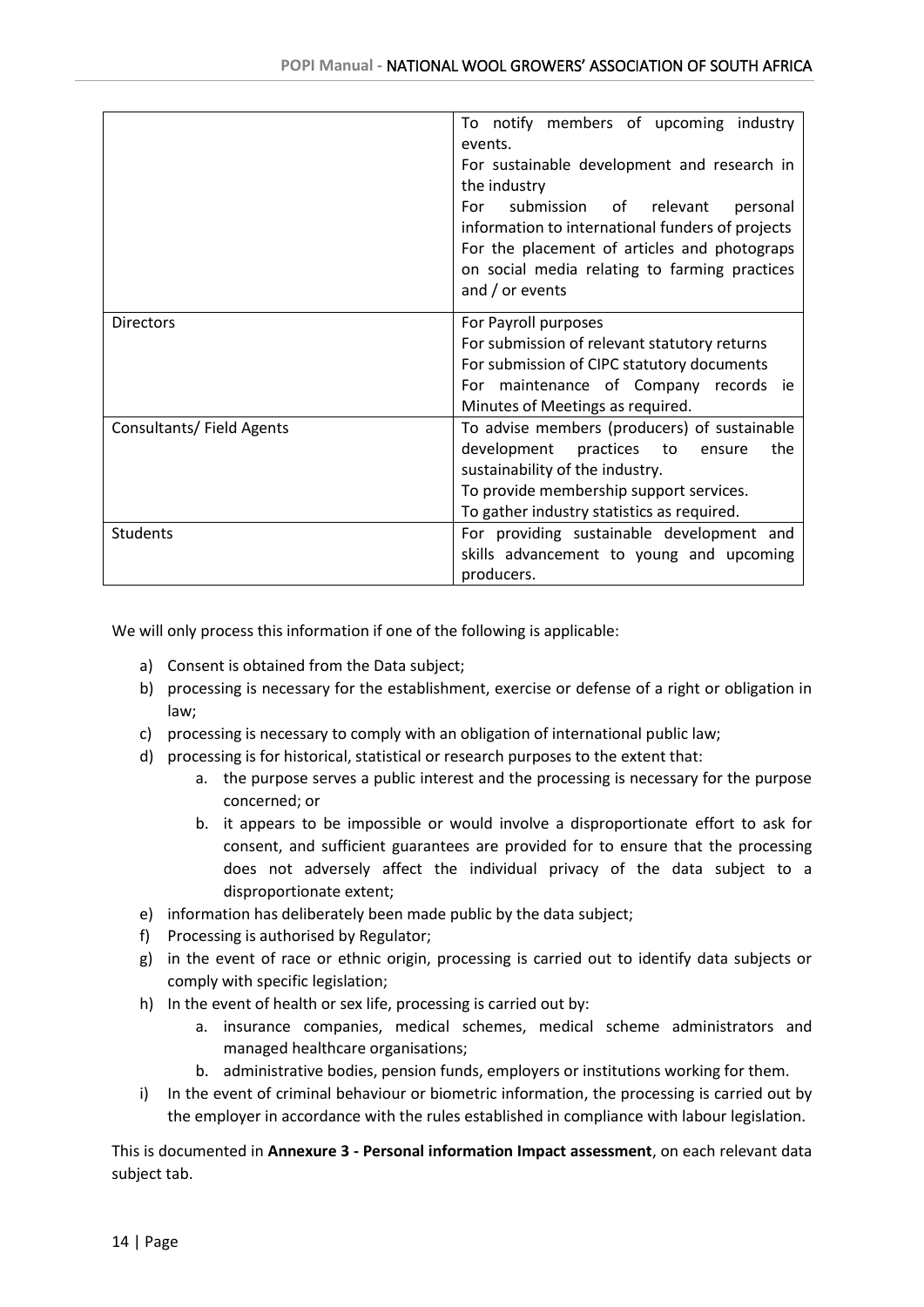| | |
|---|---|
| | To notify members of upcoming industry events.<br>For sustainable development and research in the industry<br>For submission of relevant personal information to international funders of projects<br>For the placement of articles and photograps on social media relating to farming practices and / or events |
| Directors | For Payroll purposes<br>For submission of relevant statutory returns<br>For submission of CIPC statutory documents<br>For maintenance of Company records ie Minutes of Meetings as required. |
| Consultants/ Field Agents | To advise members (producers) of sustainable development practices to ensure the sustainability of the industry.<br>To provide membership support services.<br>To gather industry statistics as required. |
| Students | For providing sustainable development and skills advancement to young and upcoming producers. |

We will only process this information if one of the following is applicable:

a) Consent is obtained from the Data subject;
b) processing is necessary for the establishment, exercise or defense of a right or obligation in law;
c) processing is necessary to comply with an obligation of international public law;
d) processing is for historical, statistical or research purposes to the extent that:
    a. the purpose serves a public interest and the processing is necessary for the purpose concerned; or
    b. it appears to be impossible or would involve a disproportionate effort to ask for consent, and sufficient guarantees are provided for to ensure that the processing does not adversely affect the individual privacy of the data subject to a disproportionate extent;
e) information has deliberately been made public by the data subject;
f) Processing is authorised by Regulator;
g) in the event of race or ethnic origin, processing is carried out to identify data subjects or comply with specific legislation;
h) In the event of health or sex life, processing is carried out by:
    a. insurance companies, medical schemes, medical scheme administrators and managed healthcare organisations;
    b. administrative bodies, pension funds, employers or institutions working for them.
i) In the event of criminal behaviour or biometric information, the processing is carried out by the employer in accordance with the rules established in compliance with labour legislation.

This is documented in **Annexure 3 - Personal information Impact assessment**, on each relevant data subject tab.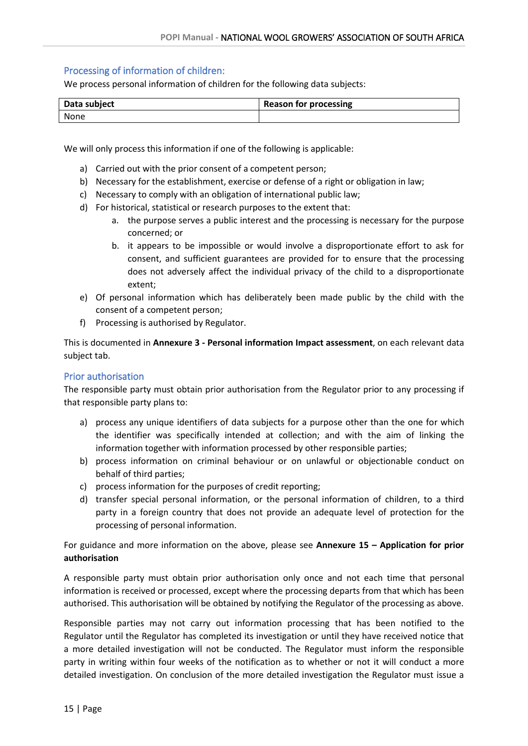## Processing of information of children:

We process personal information of children for the following data subjects:

| Data subject | Reason for processing |
| --- | --- |
| None | |

We will only process this information if one of the following is applicable:

a) Carried out with the prior consent of a competent person;
b) Necessary for the establishment, exercise or defense of a right or obligation in law;
c) Necessary to comply with an obligation of international public law;
d) For historical, statistical or research purposes to the extent that:
    a. the purpose serves a public interest and the processing is necessary for the purpose concerned; or
    b. it appears to be impossible or would involve a disproportionate effort to ask for consent, and sufficient guarantees are provided for to ensure that the processing does not adversely affect the individual privacy of the child to a disproportionate extent;
e) Of personal information which has deliberately been made public by the child with the consent of a competent person;
f) Processing is authorised by Regulator.

This is documented in **Annexure 3 - Personal information Impact assessment**, on each relevant data subject tab.

## Prior authorisation

The responsible party must obtain prior authorisation from the Regulator prior to any processing if that responsible party plans to:

a) process any unique identifiers of data subjects for a purpose other than the one for which the identifier was specifically intended at collection; and with the aim of linking the information together with information processed by other responsible parties;
b) process information on criminal behaviour or on unlawful or objectionable conduct on behalf of third parties;
c) process information for the purposes of credit reporting;
d) transfer special personal information, or the personal information of children, to a third party in a foreign country that does not provide an adequate level of protection for the processing of personal information.

For guidance and more information on the above, please see **Annexure 15 – Application for prior authorisation**

A responsible party must obtain prior authorisation only once and not each time that personal information is received or processed, except where the processing departs from that which has been authorised. This authorisation will be obtained by notifying the Regulator of the processing as above.

Responsible parties may not carry out information processing that has been notified to the Regulator until the Regulator has completed its investigation or until they have received notice that a more detailed investigation will not be conducted. The Regulator must inform the responsible party in writing within four weeks of the notification as to whether or not it will conduct a more detailed investigation. On conclusion of the more detailed investigation the Regulator must issue a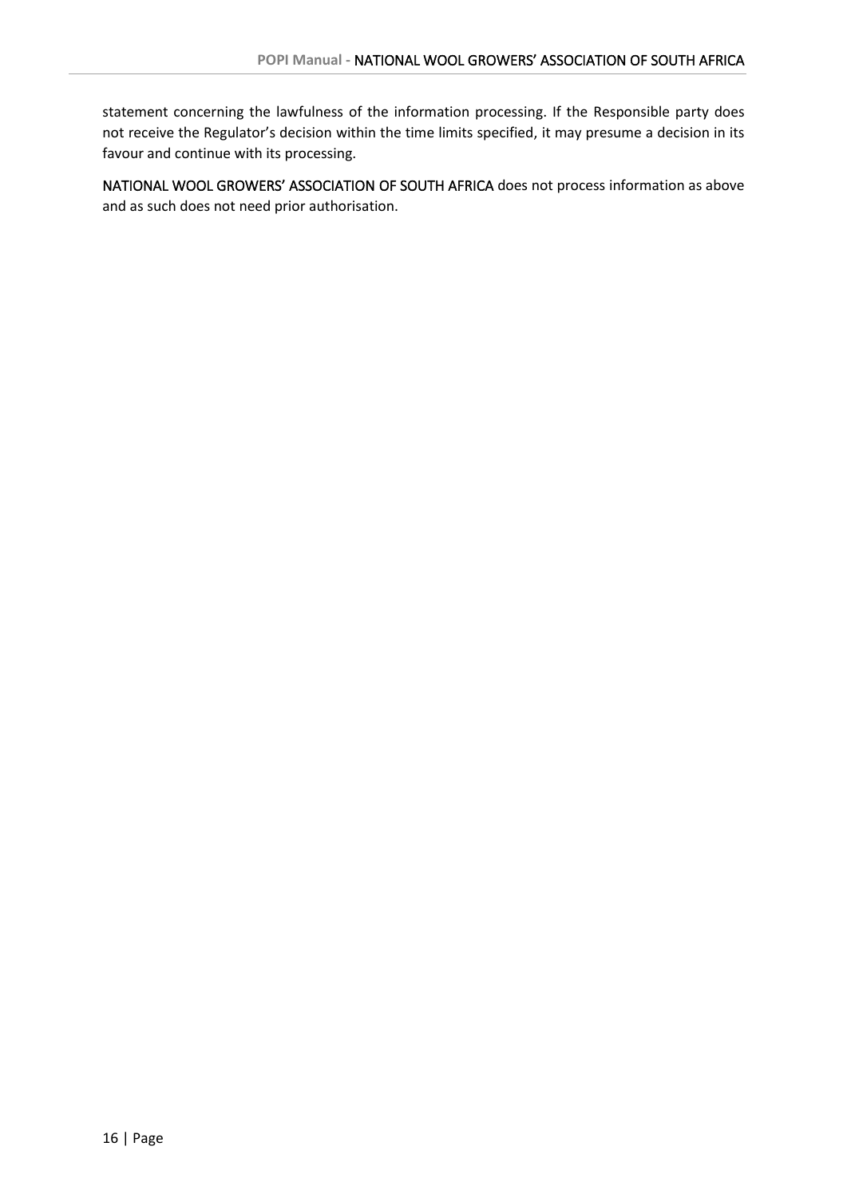statement concerning the lawfulness of the information processing. If the Responsible party does not receive the Regulator's decision within the time limits specified, it may presume a decision in its favour and continue with its processing.

NATIONAL WOOL GROWERS' ASSOCIATION OF SOUTH AFRICA does not process information as above and as such does not need prior authorisation.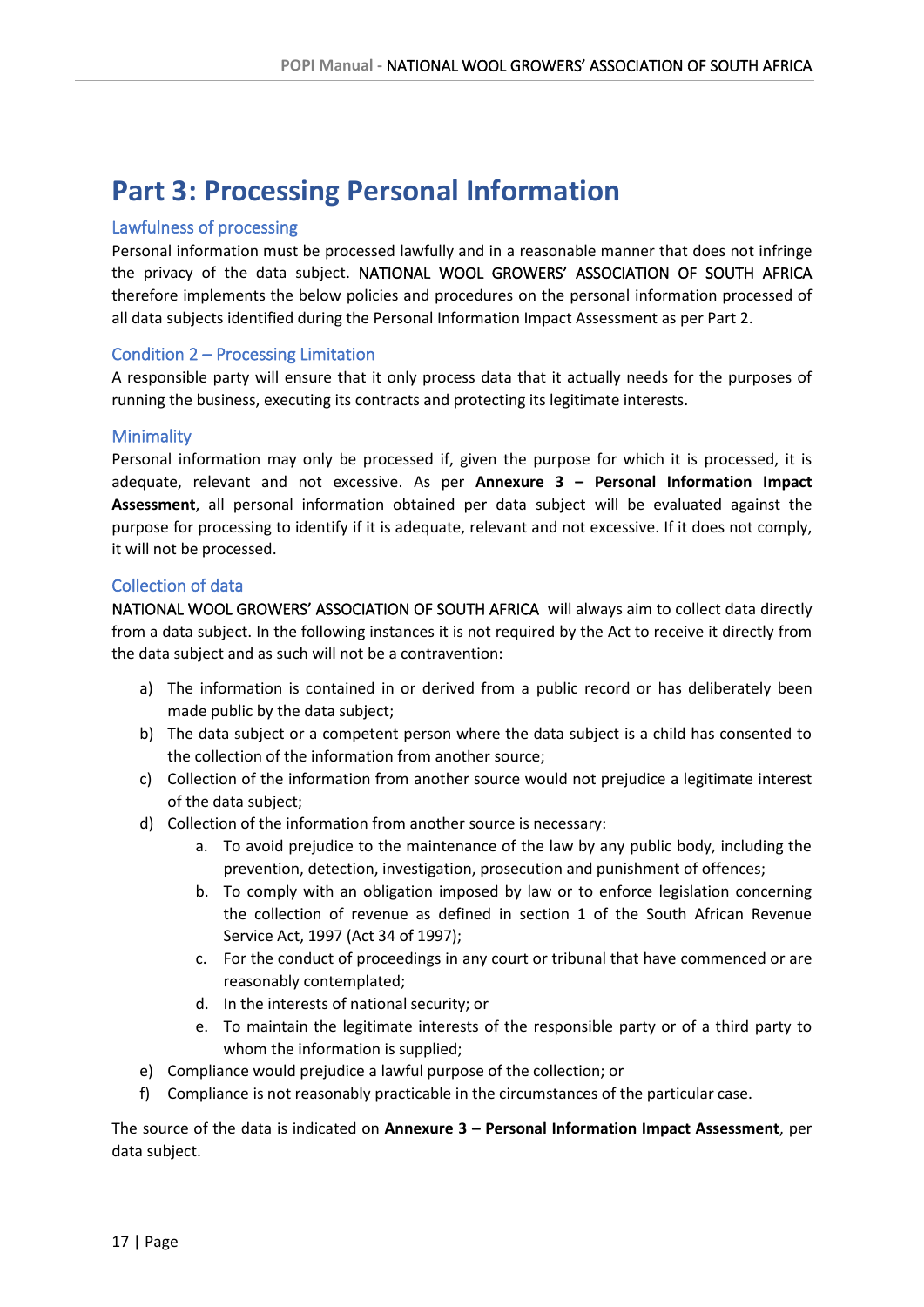# Part 3: Processing Personal Information

## Lawfulness of processing

Personal information must be processed lawfully and in a reasonable manner that does not infringe the privacy of the data subject. NATIONAL WOOL GROWERS' ASSOCIATION OF SOUTH AFRICA therefore implements the below policies and procedures on the personal information processed of all data subjects identified during the Personal Information Impact Assessment as per Part 2.

## Condition 2 – Processing Limitation

A responsible party will ensure that it only process data that it actually needs for the purposes of running the business, executing its contracts and protecting its legitimate interests.

## Minimality

Personal information may only be processed if, given the purpose for which it is processed, it is adequate, relevant and not excessive. As per **Annexure 3 – Personal Information Impact Assessment**, all personal information obtained per data subject will be evaluated against the purpose for processing to identify if it is adequate, relevant and not excessive. If it does not comply, it will not be processed.

## Collection of data

NATIONAL WOOL GROWERS' ASSOCIATION OF SOUTH AFRICA will always aim to collect data directly from a data subject. In the following instances it is not required by the Act to receive it directly from the data subject and as such will not be a contravention:

a) The information is contained in or derived from a public record or has deliberately been made public by the data subject;
b) The data subject or a competent person where the data subject is a child has consented to the collection of the information from another source;
c) Collection of the information from another source would not prejudice a legitimate interest of the data subject;
d) Collection of the information from another source is necessary:
   a. To avoid prejudice to the maintenance of the law by any public body, including the prevention, detection, investigation, prosecution and punishment of offences;
   b. To comply with an obligation imposed by law or to enforce legislation concerning the collection of revenue as defined in section 1 of the South African Revenue Service Act, 1997 (Act 34 of 1997);
   c. For the conduct of proceedings in any court or tribunal that have commenced or are reasonably contemplated;
   d. In the interests of national security; or
   e. To maintain the legitimate interests of the responsible party or of a third party to whom the information is supplied;
e) Compliance would prejudice a lawful purpose of the collection; or
f) Compliance is not reasonably practicable in the circumstances of the particular case.

The source of the data is indicated on **Annexure 3 – Personal Information Impact Assessment**, per data subject.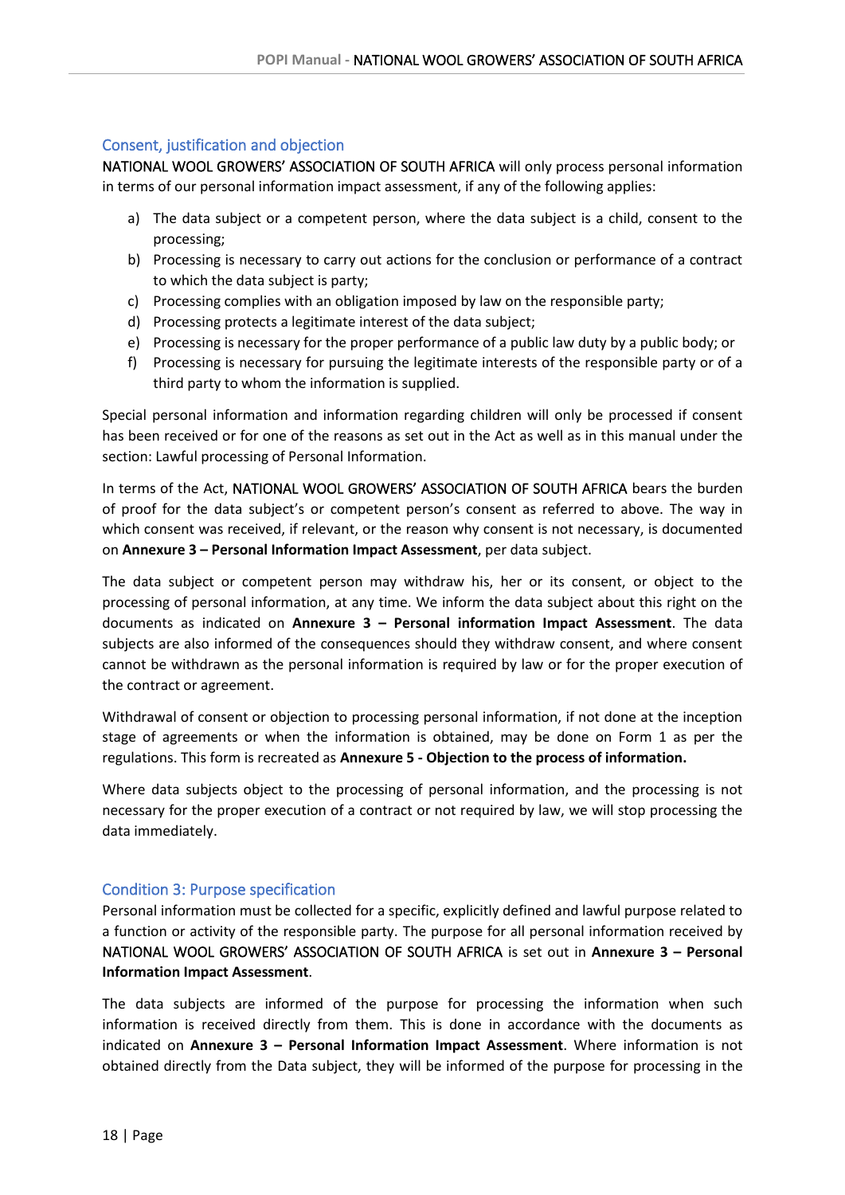## Consent, justification and objection

NATIONAL WOOL GROWERS' ASSOCIATION OF SOUTH AFRICA will only process personal information in terms of our personal information impact assessment, if any of the following applies:

a) The data subject or a competent person, where the data subject is a child, consent to the processing;
b) Processing is necessary to carry out actions for the conclusion or performance of a contract to which the data subject is party;
c) Processing complies with an obligation imposed by law on the responsible party;
d) Processing protects a legitimate interest of the data subject;
e) Processing is necessary for the proper performance of a public law duty by a public body; or
f) Processing is necessary for pursuing the legitimate interests of the responsible party or of a third party to whom the information is supplied.

Special personal information and information regarding children will only be processed if consent has been received or for one of the reasons as set out in the Act as well as in this manual under the section: Lawful processing of Personal Information.

In terms of the Act, NATIONAL WOOL GROWERS' ASSOCIATION OF SOUTH AFRICA bears the burden of proof for the data subject's or competent person's consent as referred to above. The way in which consent was received, if relevant, or the reason why consent is not necessary, is documented on **Annexure 3 – Personal Information Impact Assessment**, per data subject.

The data subject or competent person may withdraw his, her or its consent, or object to the processing of personal information, at any time. We inform the data subject about this right on the documents as indicated on **Annexure 3 – Personal information Impact Assessment**. The data subjects are also informed of the consequences should they withdraw consent, and where consent cannot be withdrawn as the personal information is required by law or for the proper execution of the contract or agreement.

Withdrawal of consent or objection to processing personal information, if not done at the inception stage of agreements or when the information is obtained, may be done on Form 1 as per the regulations. This form is recreated as **Annexure 5 - Objection to the process of information.**

Where data subjects object to the processing of personal information, and the processing is not necessary for the proper execution of a contract or not required by law, we will stop processing the data immediately.

## Condition 3: Purpose specification

Personal information must be collected for a specific, explicitly defined and lawful purpose related to a function or activity of the responsible party. The purpose for all personal information received by NATIONAL WOOL GROWERS' ASSOCIATION OF SOUTH AFRICA is set out in **Annexure 3 – Personal Information Impact Assessment**.

The data subjects are informed of the purpose for processing the information when such information is received directly from them. This is done in accordance with the documents as indicated on **Annexure 3 – Personal Information Impact Assessment**. Where information is not obtained directly from the Data subject, they will be informed of the purpose for processing in the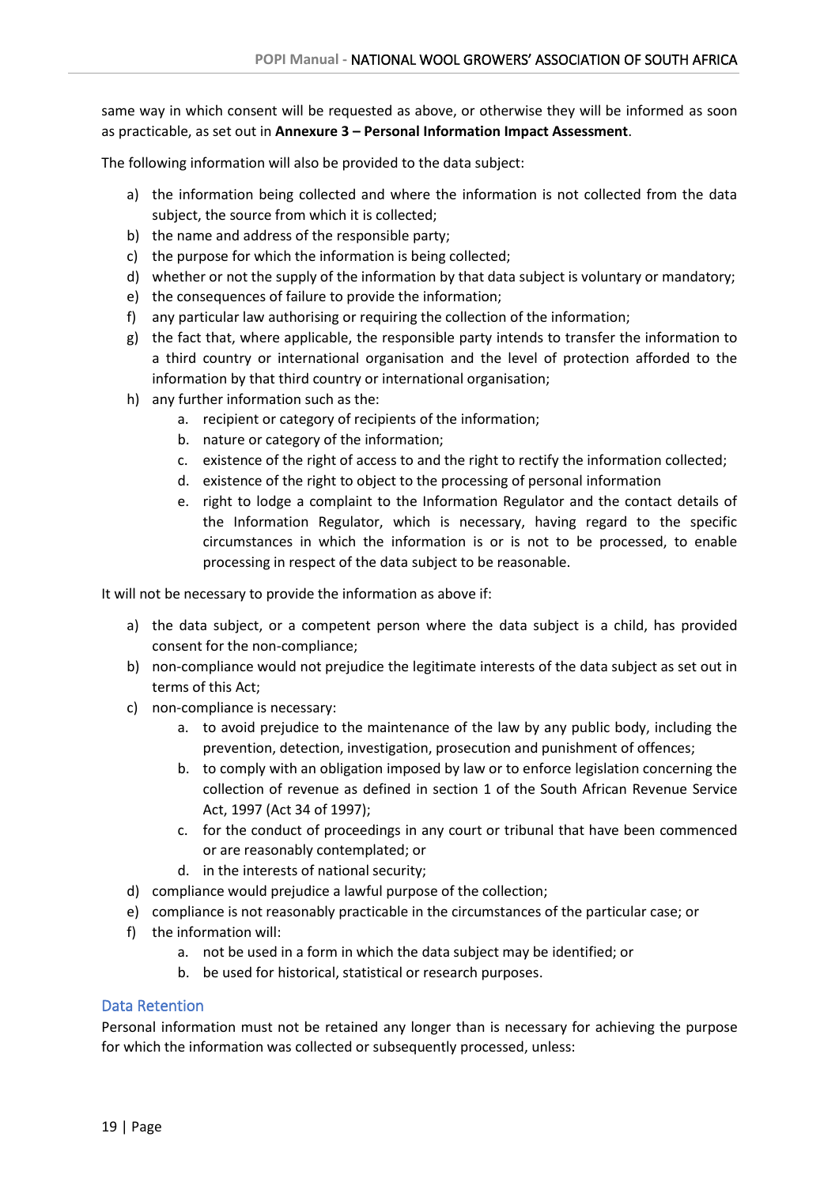same way in which consent will be requested as above, or otherwise they will be informed as soon as practicable, as set out in **Annexure 3 – Personal Information Impact Assessment**.

The following information will also be provided to the data subject:

a) the information being collected and where the information is not collected from the data subject, the source from which it is collected;
b) the name and address of the responsible party;
c) the purpose for which the information is being collected;
d) whether or not the supply of the information by that data subject is voluntary or mandatory;
e) the consequences of failure to provide the information;
f) any particular law authorising or requiring the collection of the information;
g) the fact that, where applicable, the responsible party intends to transfer the information to a third country or international organisation and the level of protection afforded to the information by that third country or international organisation;
h) any further information such as the:
    a. recipient or category of recipients of the information;
    b. nature or category of the information;
    c. existence of the right of access to and the right to rectify the information collected;
    d. existence of the right to object to the processing of personal information
    e. right to lodge a complaint to the Information Regulator and the contact details of the Information Regulator, which is necessary, having regard to the specific circumstances in which the information is or is not to be processed, to enable processing in respect of the data subject to be reasonable.

It will not be necessary to provide the information as above if:

a) the data subject, or a competent person where the data subject is a child, has provided consent for the non-compliance;
b) non-compliance would not prejudice the legitimate interests of the data subject as set out in terms of this Act;
c) non-compliance is necessary:
    a. to avoid prejudice to the maintenance of the law by any public body, including the prevention, detection, investigation, prosecution and punishment of offences;
    b. to comply with an obligation imposed by law or to enforce legislation concerning the collection of revenue as defined in section 1 of the South African Revenue Service Act, 1997 (Act 34 of 1997);
    c. for the conduct of proceedings in any court or tribunal that have been commenced or are reasonably contemplated; or
    d. in the interests of national security;
d) compliance would prejudice a lawful purpose of the collection;
e) compliance is not reasonably practicable in the circumstances of the particular case; or
f) the information will:
    a. not be used in a form in which the data subject may be identified; or
    b. be used for historical, statistical or research purposes.

## Data Retention

Personal information must not be retained any longer than is necessary for achieving the purpose for which the information was collected or subsequently processed, unless: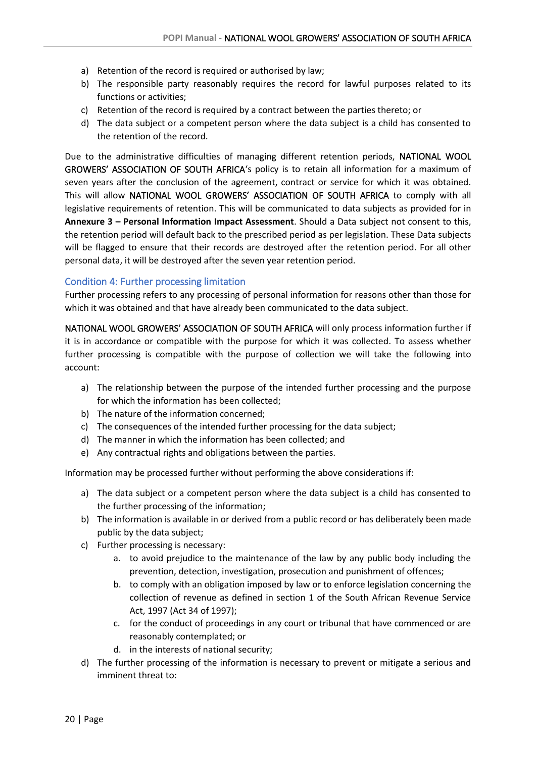a) Retention of the record is required or authorised by law;
b) The responsible party reasonably requires the record for lawful purposes related to its functions or activities;
c) Retention of the record is required by a contract between the parties thereto; or
d) The data subject or a competent person where the data subject is a child has consented to the retention of the record.

Due to the administrative difficulties of managing different retention periods, NATIONAL WOOL GROWERS' ASSOCIATION OF SOUTH AFRICA's policy is to retain all information for a maximum of seven years after the conclusion of the agreement, contract or service for which it was obtained. This will allow NATIONAL WOOL GROWERS' ASSOCIATION OF SOUTH AFRICA to comply with all legislative requirements of retention. This will be communicated to data subjects as provided for in **Annexure 3 – Personal Information Impact Assessment**. Should a Data subject not consent to this, the retention period will default back to the prescribed period as per legislation. These Data subjects will be flagged to ensure that their records are destroyed after the retention period. For all other personal data, it will be destroyed after the seven year retention period.

### Condition 4: Further processing limitation

Further processing refers to any processing of personal information for reasons other than those for which it was obtained and that have already been communicated to the data subject.

NATIONAL WOOL GROWERS' ASSOCIATION OF SOUTH AFRICA will only process information further if it is in accordance or compatible with the purpose for which it was collected. To assess whether further processing is compatible with the purpose of collection we will take the following into account:

a) The relationship between the purpose of the intended further processing and the purpose for which the information has been collected;
b) The nature of the information concerned;
c) The consequences of the intended further processing for the data subject;
d) The manner in which the information has been collected; and
e) Any contractual rights and obligations between the parties.

Information may be processed further without performing the above considerations if:

a) The data subject or a competent person where the data subject is a child has consented to the further processing of the information;
b) The information is available in or derived from a public record or has deliberately been made public by the data subject;
c) Further processing is necessary:
    a. to avoid prejudice to the maintenance of the law by any public body including the prevention, detection, investigation, prosecution and punishment of offences;
    b. to comply with an obligation imposed by law or to enforce legislation concerning the collection of revenue as defined in section 1 of the South African Revenue Service Act, 1997 (Act 34 of 1997);
    c. for the conduct of proceedings in any court or tribunal that have commenced or are reasonably contemplated; or
    d. in the interests of national security;
d) The further processing of the information is necessary to prevent or mitigate a serious and imminent threat to: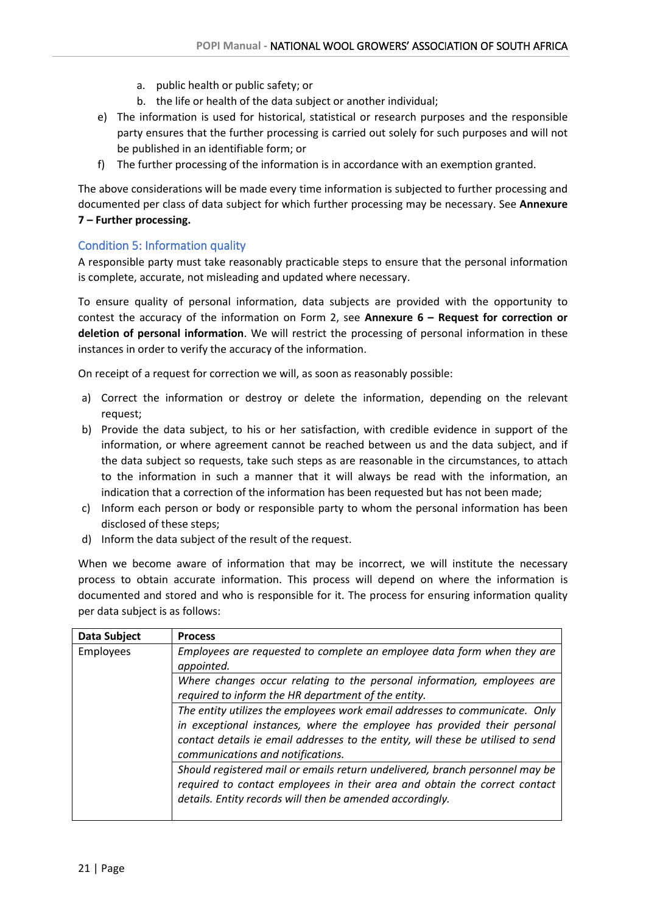a. public health or public safety; or
   b. the life or health of the data subject or another individual;

e) The information is used for historical, statistical or research purposes and the responsible party ensures that the further processing is carried out solely for such purposes and will not be published in an identifiable form; or
f) The further processing of the information is in accordance with an exemption granted.

The above considerations will be made every time information is subjected to further processing and documented per class of data subject for which further processing may be necessary. See **Annexure 7 – Further processing.**

## Condition 5: Information quality

A responsible party must take reasonably practicable steps to ensure that the personal information is complete, accurate, not misleading and updated where necessary.

To ensure quality of personal information, data subjects are provided with the opportunity to contest the accuracy of the information on Form 2, see **Annexure 6 – Request for correction or deletion of personal information**. We will restrict the processing of personal information in these instances in order to verify the accuracy of the information.

On receipt of a request for correction we will, as soon as reasonably possible:

a) Correct the information or destroy or delete the information, depending on the relevant request;
b) Provide the data subject, to his or her satisfaction, with credible evidence in support of the information, or where agreement cannot be reached between us and the data subject, and if the data subject so requests, take such steps as are reasonable in the circumstances, to attach to the information in such a manner that it will always be read with the information, an indication that a correction of the information has been requested but has not been made;
c) Inform each person or body or responsible party to whom the personal information has been disclosed of these steps;
d) Inform the data subject of the result of the request.

When we become aware of information that may be incorrect, we will institute the necessary process to obtain accurate information. This process will depend on where the information is documented and stored and who is responsible for it. The process for ensuring information quality per data subject is as follows:

| Data Subject | Process |
|---|---|
| Employees | *Employees are requested to complete an employee data form when they are appointed.* |
| | *Where changes occur relating to the personal information, employees are required to inform the HR department of the entity.* |
| | *The entity utilizes the employees work email addresses to communicate. Only in exceptional instances, where the employee has provided their personal contact details ie email addresses to the entity, will these be utilised to send communications and notifications.* |
| | *Should registered mail or emails return undelivered, branch personnel may be required to contact employees in their area and obtain the correct contact details. Entity records will then be amended accordingly.* |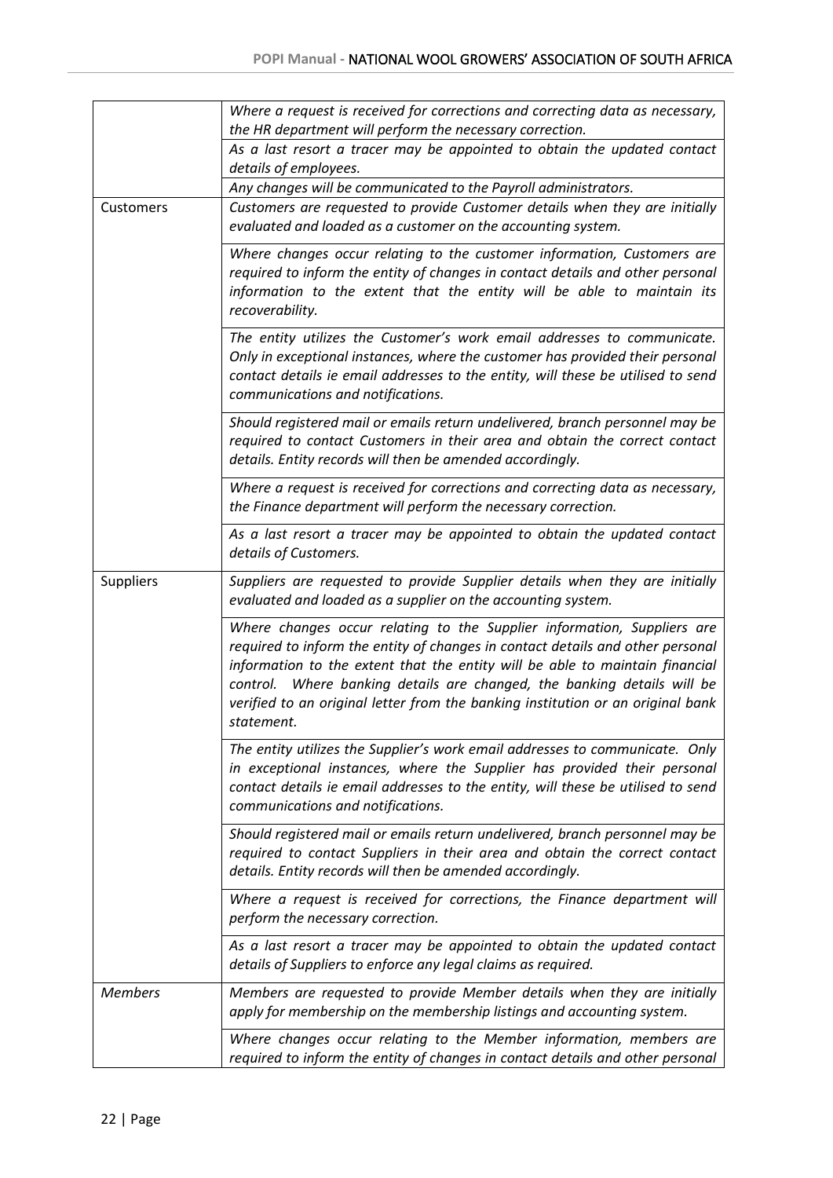| | |
|---|---|
| | *Where a request is received for corrections and correcting data as necessary, the HR department will perform the necessary correction.* |
| | *As a last resort a tracer may be appointed to obtain the updated contact details of employees.* |
| | *Any changes will be communicated to the Payroll administrators.* |
| Customers | *Customers are requested to provide Customer details when they are initially evaluated and loaded as a customer on the accounting system.* |
| | *Where changes occur relating to the customer information, Customers are required to inform the entity of changes in contact details and other personal information to the extent that the entity will be able to maintain its recoverability.* |
| | *The entity utilizes the Customer's work email addresses to communicate. Only in exceptional instances, where the customer has provided their personal contact details ie email addresses to the entity, will these be utilised to send communications and notifications.* |
| | *Should registered mail or emails return undelivered, branch personnel may be required to contact Customers in their area and obtain the correct contact details. Entity records will then be amended accordingly.* |
| | *Where a request is received for corrections and correcting data as necessary, the Finance department will perform the necessary correction.* |
| | *As a last resort a tracer may be appointed to obtain the updated contact details of Customers.* |
| Suppliers | *Suppliers are requested to provide Supplier details when they are initially evaluated and loaded as a supplier on the accounting system.* |
| | *Where changes occur relating to the Supplier information, Suppliers are required to inform the entity of changes in contact details and other personal information to the extent that the entity will be able to maintain financial control. Where banking details are changed, the banking details will be verified to an original letter from the banking institution or an original bank statement.* |
| | *The entity utilizes the Supplier's work email addresses to communicate. Only in exceptional instances, where the Supplier has provided their personal contact details ie email addresses to the entity, will these be utilised to send communications and notifications.* |
| | *Should registered mail or emails return undelivered, branch personnel may be required to contact Suppliers in their area and obtain the correct contact details. Entity records will then be amended accordingly.* |
| | *Where a request is received for corrections, the Finance department will perform the necessary correction.* |
| | *As a last resort a tracer may be appointed to obtain the updated contact details of Suppliers to enforce any legal claims as required.* |
| *Members* | *Members are requested to provide Member details when they are initially apply for membership on the membership listings and accounting system.* |
| | *Where changes occur relating to the Member information, members are required to inform the entity of changes in contact details and other personal* |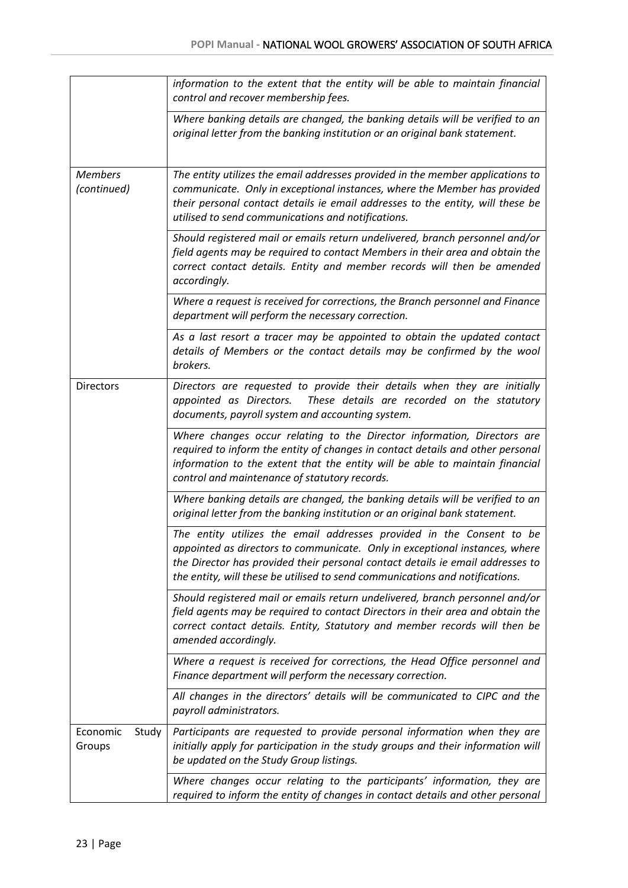| | |
|---|---|
| | *information to the extent that the entity will be able to maintain financial control and recover membership fees.* |
| | *Where banking details are changed, the banking details will be verified to an original letter from the banking institution or an original bank statement.* |
| *Members (continued)* | *The entity utilizes the email addresses provided in the member applications to communicate. Only in exceptional instances, where the Member has provided their personal contact details ie email addresses to the entity, will these be utilised to send communications and notifications.* |
| | *Should registered mail or emails return undelivered, branch personnel and/or field agents may be required to contact Members in their area and obtain the correct contact details. Entity and member records will then be amended accordingly.* |
| | *Where a request is received for corrections, the Branch personnel and Finance department will perform the necessary correction.* |
| | *As a last resort a tracer may be appointed to obtain the updated contact details of Members or the contact details may be confirmed by the wool brokers.* |
| Directors | *Directors are requested to provide their details when they are initially appointed as Directors. These details are recorded on the statutory documents, payroll system and accounting system.* |
| | *Where changes occur relating to the Director information, Directors are required to inform the entity of changes in contact details and other personal information to the extent that the entity will be able to maintain financial control and maintenance of statutory records.* |
| | *Where banking details are changed, the banking details will be verified to an original letter from the banking institution or an original bank statement.* |
| | *The entity utilizes the email addresses provided in the Consent to be appointed as directors to communicate. Only in exceptional instances, where the Director has provided their personal contact details ie email addresses to the entity, will these be utilised to send communications and notifications.* |
| | *Should registered mail or emails return undelivered, branch personnel and/or field agents may be required to contact Directors in their area and obtain the correct contact details. Entity, Statutory and member records will then be amended accordingly.* |
| | *Where a request is received for corrections, the Head Office personnel and Finance department will perform the necessary correction.* |
| | *All changes in the directors' details will be communicated to CIPC and the payroll administrators.* |
| Economic Study Groups | *Participants are requested to provide personal information when they are initially apply for participation in the study groups and their information will be updated on the Study Group listings.* |
| | *Where changes occur relating to the participants' information, they are required to inform the entity of changes in contact details and other personal* |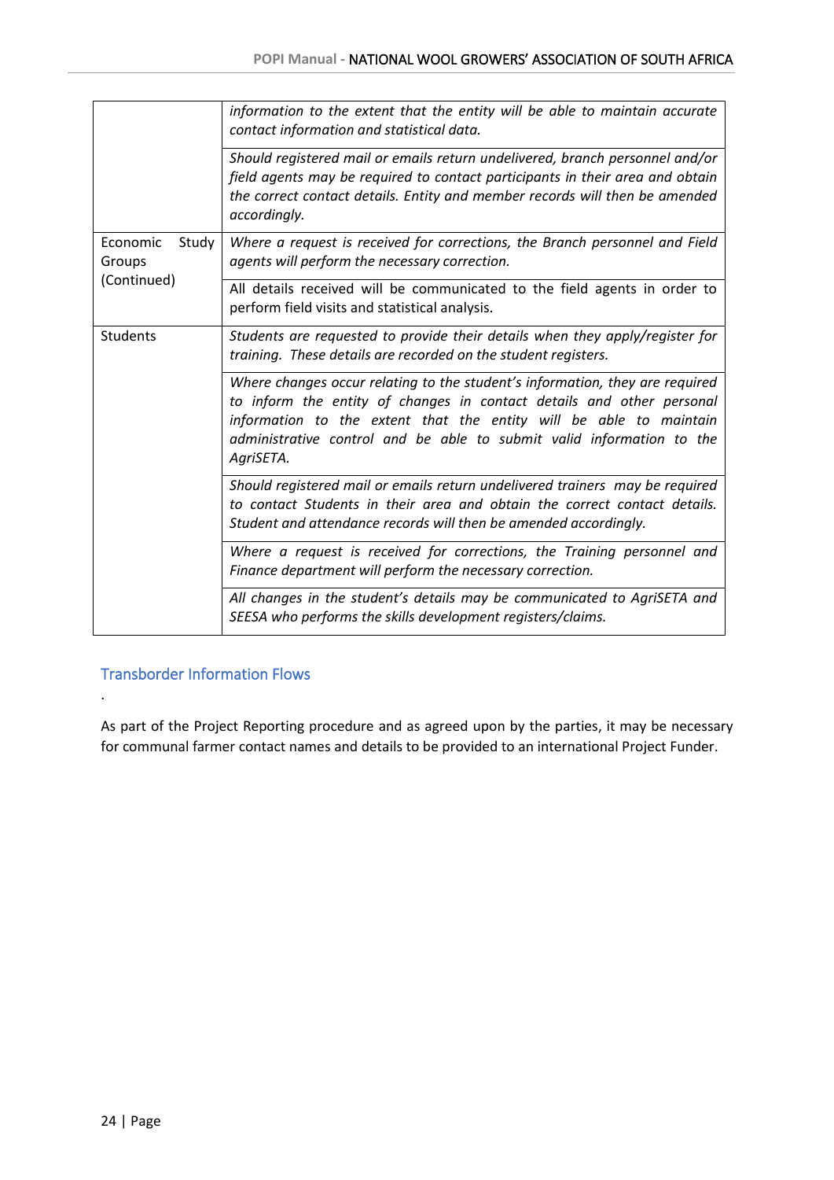| | |
|---|---|
| | *information to the extent that the entity will be able to maintain accurate contact information and statistical data.* |
| | *Should registered mail or emails return undelivered, branch personnel and/or field agents may be required to contact participants in their area and obtain the correct contact details. Entity and member records will then be amended accordingly.* |
| Economic Study Groups (Continued) | *Where a request is received for corrections, the Branch personnel and Field agents will perform the necessary correction.* |
| | All details received will be communicated to the field agents in order to perform field visits and statistical analysis. |
| Students | *Students are requested to provide their details when they apply/register for training. These details are recorded on the student registers.* |
| | *Where changes occur relating to the student's information, they are required to inform the entity of changes in contact details and other personal information to the extent that the entity will be able to maintain administrative control and be able to submit valid information to the AgriSETA.* |
| | *Should registered mail or emails return undelivered trainers may be required to contact Students in their area and obtain the correct contact details. Student and attendance records will then be amended accordingly.* |
| | *Where a request is received for corrections, the Training personnel and Finance department will perform the necessary correction.* |
| | *All changes in the student's details may be communicated to AgriSETA and SEESA who performs the skills development registers/claims.* |

## Transborder Information Flows

.

As part of the Project Reporting procedure and as agreed upon by the parties, it may be necessary for communal farmer contact names and details to be provided to an international Project Funder.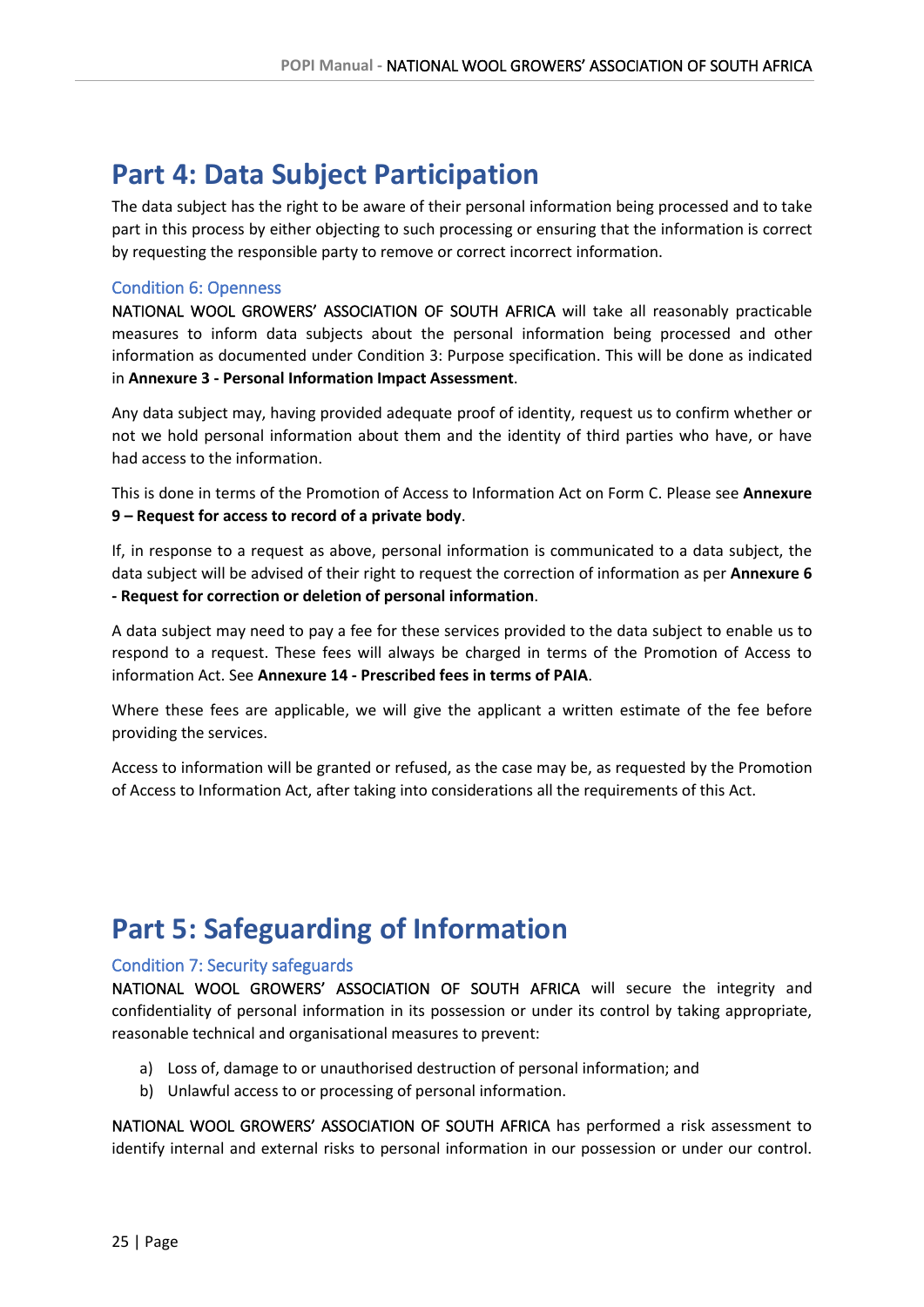# Part 4: Data Subject Participation

The data subject has the right to be aware of their personal information being processed and to take part in this process by either objecting to such processing or ensuring that the information is correct by requesting the responsible party to remove or correct incorrect information.

## Condition 6: Openness

NATIONAL WOOL GROWERS' ASSOCIATION OF SOUTH AFRICA will take all reasonably practicable measures to inform data subjects about the personal information being processed and other information as documented under Condition 3: Purpose specification. This will be done as indicated in **Annexure 3 - Personal Information Impact Assessment**.

Any data subject may, having provided adequate proof of identity, request us to confirm whether or not we hold personal information about them and the identity of third parties who have, or have had access to the information.

This is done in terms of the Promotion of Access to Information Act on Form C. Please see **Annexure 9 – Request for access to record of a private body**.

If, in response to a request as above, personal information is communicated to a data subject, the data subject will be advised of their right to request the correction of information as per **Annexure 6 - Request for correction or deletion of personal information**.

A data subject may need to pay a fee for these services provided to the data subject to enable us to respond to a request. These fees will always be charged in terms of the Promotion of Access to information Act. See **Annexure 14 - Prescribed fees in terms of PAIA**.

Where these fees are applicable, we will give the applicant a written estimate of the fee before providing the services.

Access to information will be granted or refused, as the case may be, as requested by the Promotion of Access to Information Act, after taking into considerations all the requirements of this Act.

# Part 5: Safeguarding of Information

## Condition 7: Security safeguards

NATIONAL WOOL GROWERS' ASSOCIATION OF SOUTH AFRICA will secure the integrity and confidentiality of personal information in its possession or under its control by taking appropriate, reasonable technical and organisational measures to prevent:

a) Loss of, damage to or unauthorised destruction of personal information; and
b) Unlawful access to or processing of personal information.

NATIONAL WOOL GROWERS' ASSOCIATION OF SOUTH AFRICA has performed a risk assessment to identify internal and external risks to personal information in our possession or under our control.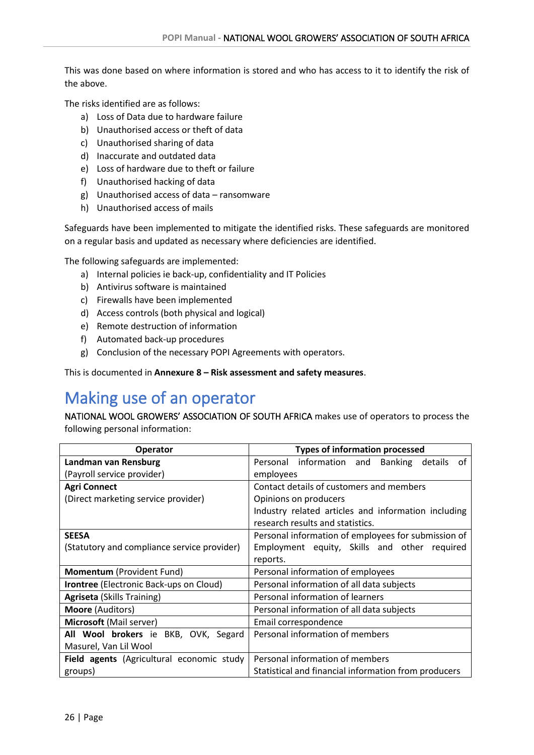This was done based on where information is stored and who has access to it to identify the risk of the above.

The risks identified are as follows:

a) Loss of Data due to hardware failure
b) Unauthorised access or theft of data
c) Unauthorised sharing of data
d) Inaccurate and outdated data
e) Loss of hardware due to theft or failure
f) Unauthorised hacking of data
g) Unauthorised access of data – ransomware
h) Unauthorised access of mails

Safeguards have been implemented to mitigate the identified risks. These safeguards are monitored on a regular basis and updated as necessary where deficiencies are identified.

The following safeguards are implemented:

a) Internal policies ie back-up, confidentiality and IT Policies
b) Antivirus software is maintained
c) Firewalls have been implemented
d) Access controls (both physical and logical)
e) Remote destruction of information
f) Automated back-up procedures
g) Conclusion of the necessary POPI Agreements with operators.

This is documented in **Annexure 8 – Risk assessment and safety measures**.

# Making use of an operator

NATIONAL WOOL GROWERS' ASSOCIATION OF SOUTH AFRICA makes use of operators to process the following personal information:

| Operator | Types of information processed |
|---|---|
| **Landman van Rensburg** (Payroll service provider) | Personal information and Banking details of employees |
| **Agri Connect** (Direct marketing service provider) | Contact details of customers and members<br>Opinions on producers<br>Industry related articles and information including research results and statistics. |
| **SEESA** (Statutory and compliance service provider) | Personal information of employees for submission of Employment equity, Skills and other required reports. |
| **Momentum** (Provident Fund) | Personal information of employees |
| **Irontree** (Electronic Back-ups on Cloud) | Personal information of all data subjects |
| **Agriseta** (Skills Training) | Personal information of learners |
| **Moore** (Auditors) | Personal information of all data subjects |
| **Microsoft** (Mail server) | Email correspondence |
| **All Wool brokers** ie BKB, OVK, Segard Masurel, Van Lil Wool | Personal information of members |
| **Field agents** (Agricultural economic study groups) | Personal information of members<br>Statistical and financial information from producers |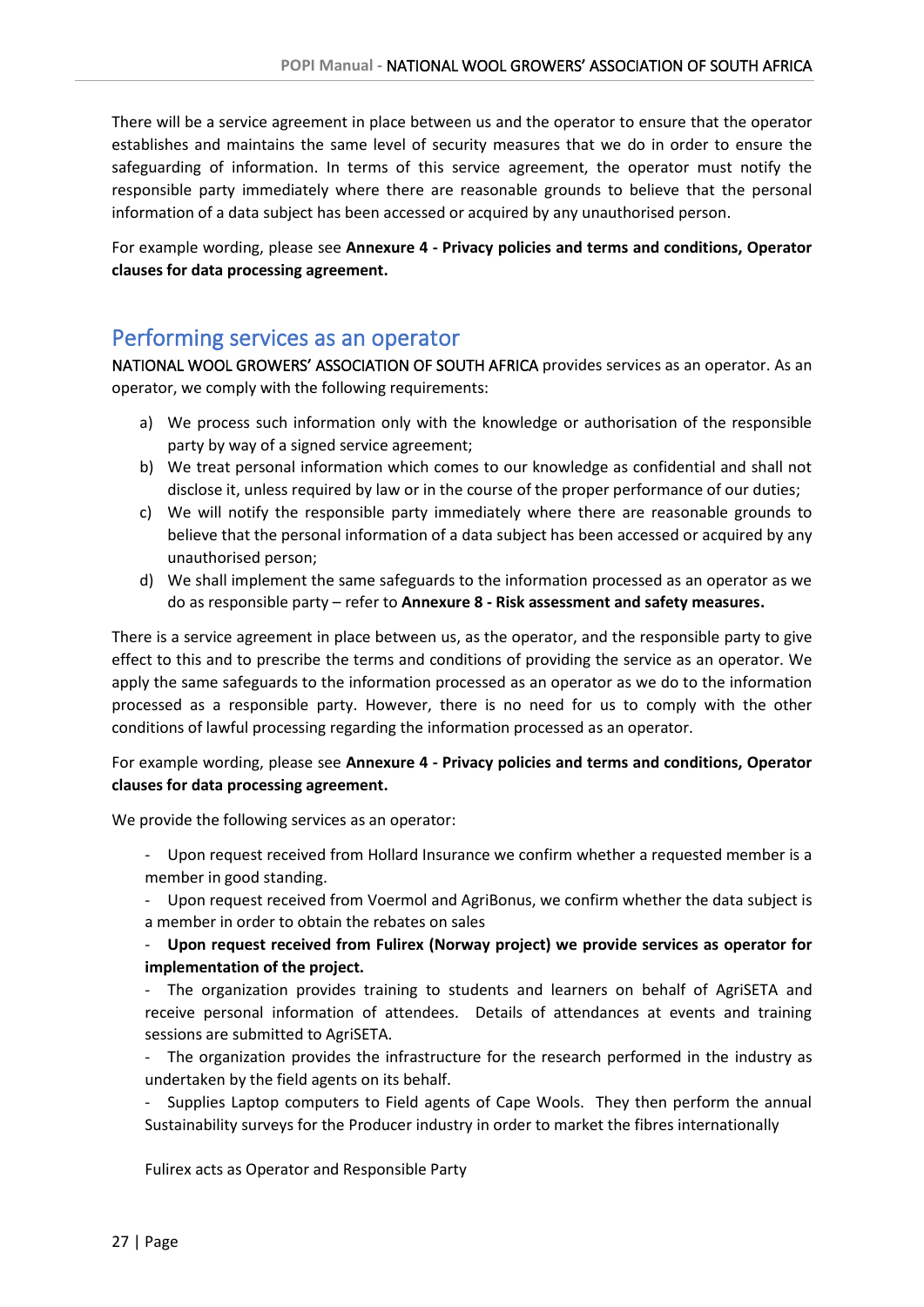There will be a service agreement in place between us and the operator to ensure that the operator establishes and maintains the same level of security measures that we do in order to ensure the safeguarding of information. In terms of this service agreement, the operator must notify the responsible party immediately where there are reasonable grounds to believe that the personal information of a data subject has been accessed or acquired by any unauthorised person.

For example wording, please see **Annexure 4 - Privacy policies and terms and conditions, Operator clauses for data processing agreement.**

## Performing services as an operator

NATIONAL WOOL GROWERS' ASSOCIATION OF SOUTH AFRICA provides services as an operator. As an operator, we comply with the following requirements:

a) We process such information only with the knowledge or authorisation of the responsible party by way of a signed service agreement;
b) We treat personal information which comes to our knowledge as confidential and shall not disclose it, unless required by law or in the course of the proper performance of our duties;
c) We will notify the responsible party immediately where there are reasonable grounds to believe that the personal information of a data subject has been accessed or acquired by any unauthorised person;
d) We shall implement the same safeguards to the information processed as an operator as we do as responsible party – refer to **Annexure 8 - Risk assessment and safety measures.**

There is a service agreement in place between us, as the operator, and the responsible party to give effect to this and to prescribe the terms and conditions of providing the service as an operator. We apply the same safeguards to the information processed as an operator as we do to the information processed as a responsible party. However, there is no need for us to comply with the other conditions of lawful processing regarding the information processed as an operator.

For example wording, please see **Annexure 4 - Privacy policies and terms and conditions, Operator clauses for data processing agreement.**

We provide the following services as an operator:

- Upon request received from Hollard Insurance we confirm whether a requested member is a member in good standing.
- Upon request received from Voermol and AgriBonus, we confirm whether the data subject is a member in order to obtain the rebates on sales
- **Upon request received from Fulirex (Norway project) we provide services as operator for implementation of the project.**
- The organization provides training to students and learners on behalf of AgriSETA and receive personal information of attendees. Details of attendances at events and training sessions are submitted to AgriSETA.
- The organization provides the infrastructure for the research performed in the industry as undertaken by the field agents on its behalf.
- Supplies Laptop computers to Field agents of Cape Wools. They then perform the annual Sustainability surveys for the Producer industry in order to market the fibres internationally

Fulirex acts as Operator and Responsible Party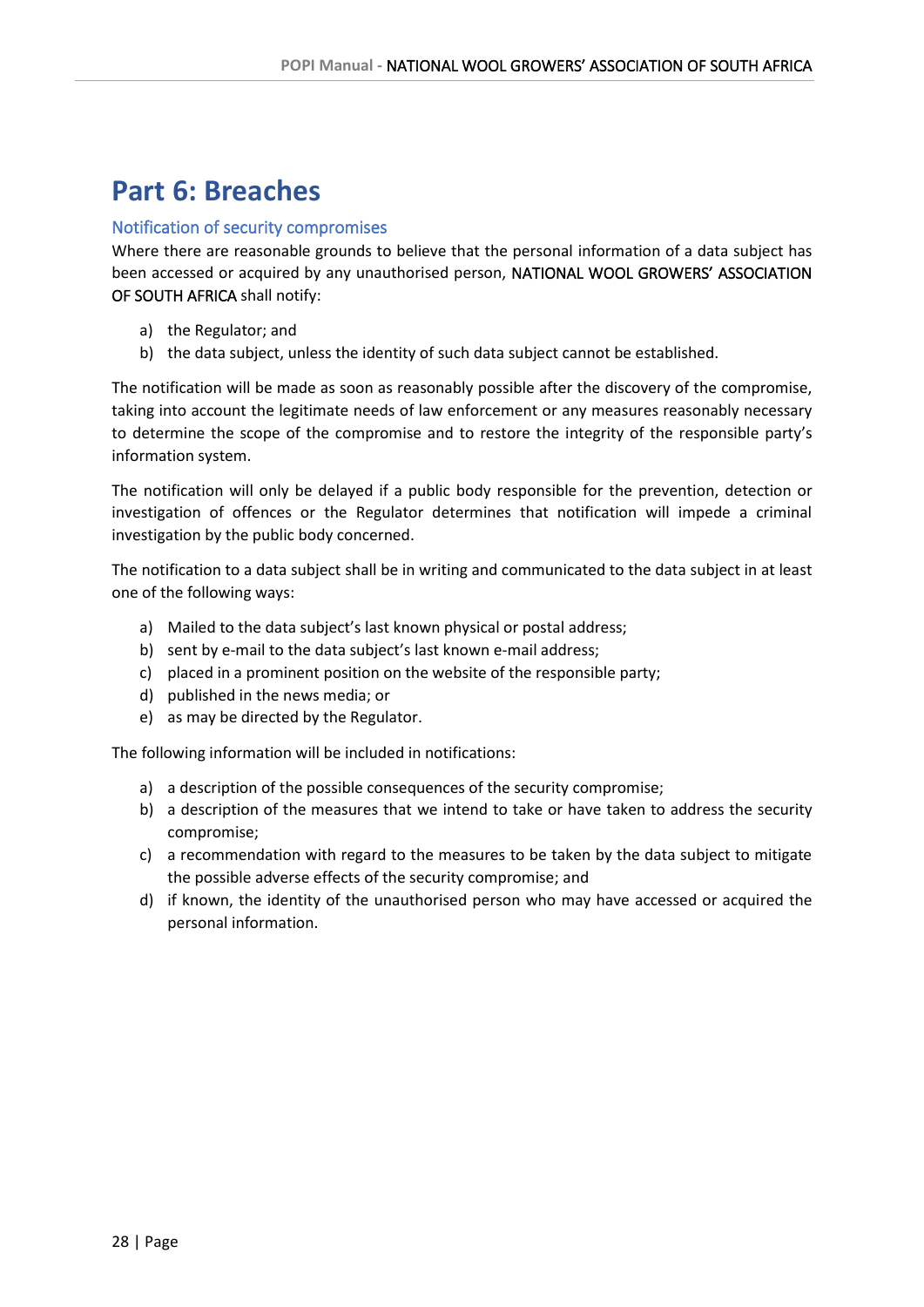# Part 6: Breaches

## Notification of security compromises

Where there are reasonable grounds to believe that the personal information of a data subject has been accessed or acquired by any unauthorised person, NATIONAL WOOL GROWERS' ASSOCIATION OF SOUTH AFRICA shall notify:

a) the Regulator; and
b) the data subject, unless the identity of such data subject cannot be established.

The notification will be made as soon as reasonably possible after the discovery of the compromise, taking into account the legitimate needs of law enforcement or any measures reasonably necessary to determine the scope of the compromise and to restore the integrity of the responsible party's information system.

The notification will only be delayed if a public body responsible for the prevention, detection or investigation of offences or the Regulator determines that notification will impede a criminal investigation by the public body concerned.

The notification to a data subject shall be in writing and communicated to the data subject in at least one of the following ways:

a) Mailed to the data subject's last known physical or postal address;
b) sent by e-mail to the data subject's last known e-mail address;
c) placed in a prominent position on the website of the responsible party;
d) published in the news media; or
e) as may be directed by the Regulator.

The following information will be included in notifications:

a) a description of the possible consequences of the security compromise;
b) a description of the measures that we intend to take or have taken to address the security compromise;
c) a recommendation with regard to the measures to be taken by the data subject to mitigate the possible adverse effects of the security compromise; and
d) if known, the identity of the unauthorised person who may have accessed or acquired the personal information.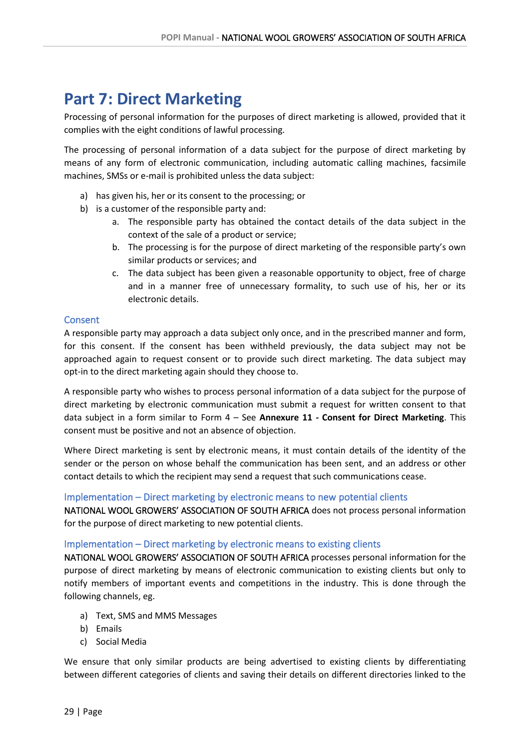# Part 7: Direct Marketing

Processing of personal information for the purposes of direct marketing is allowed, provided that it complies with the eight conditions of lawful processing.

The processing of personal information of a data subject for the purpose of direct marketing by means of any form of electronic communication, including automatic calling machines, facsimile machines, SMSs or e-mail is prohibited unless the data subject:

a) has given his, her or its consent to the processing; or
b) is a customer of the responsible party and:
    a. The responsible party has obtained the contact details of the data subject in the context of the sale of a product or service;
    b. The processing is for the purpose of direct marketing of the responsible party's own similar products or services; and
    c. The data subject has been given a reasonable opportunity to object, free of charge and in a manner free of unnecessary formality, to such use of his, her or its electronic details.

### Consent

A responsible party may approach a data subject only once, and in the prescribed manner and form, for this consent. If the consent has been withheld previously, the data subject may not be approached again to request consent or to provide such direct marketing. The data subject may opt-in to the direct marketing again should they choose to.

A responsible party who wishes to process personal information of a data subject for the purpose of direct marketing by electronic communication must submit a request for written consent to that data subject in a form similar to Form 4 – See **Annexure 11 - Consent for Direct Marketing**. This consent must be positive and not an absence of objection.

Where Direct marketing is sent by electronic means, it must contain details of the identity of the sender or the person on whose behalf the communication has been sent, and an address or other contact details to which the recipient may send a request that such communications cease.

### Implementation – Direct marketing by electronic means to new potential clients

NATIONAL WOOL GROWERS' ASSOCIATION OF SOUTH AFRICA does not process personal information for the purpose of direct marketing to new potential clients.

### Implementation – Direct marketing by electronic means to existing clients

NATIONAL WOOL GROWERS' ASSOCIATION OF SOUTH AFRICA processes personal information for the purpose of direct marketing by means of electronic communication to existing clients but only to notify members of important events and competitions in the industry. This is done through the following channels, eg.

a) Text, SMS and MMS Messages
b) Emails
c) Social Media

We ensure that only similar products are being advertised to existing clients by differentiating between different categories of clients and saving their details on different directories linked to the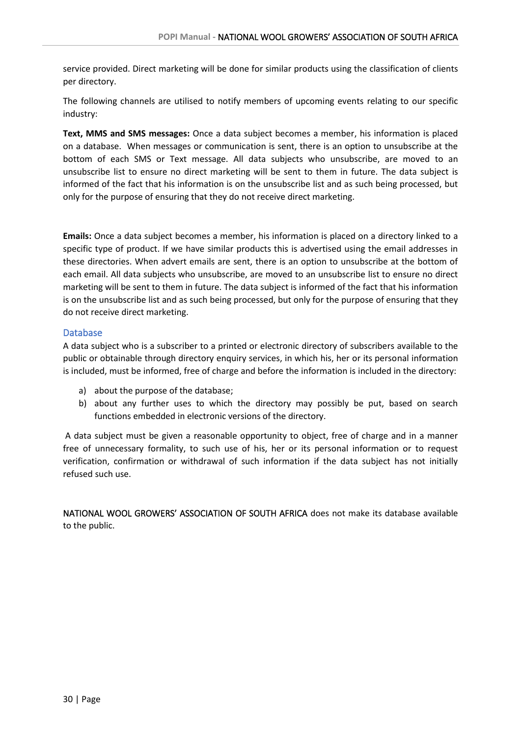service provided. Direct marketing will be done for similar products using the classification of clients per directory.

The following channels are utilised to notify members of upcoming events relating to our specific industry:

**Text, MMS and SMS messages:** Once a data subject becomes a member, his information is placed on a database. When messages or communication is sent, there is an option to unsubscribe at the bottom of each SMS or Text message. All data subjects who unsubscribe, are moved to an unsubscribe list to ensure no direct marketing will be sent to them in future. The data subject is informed of the fact that his information is on the unsubscribe list and as such being processed, but only for the purpose of ensuring that they do not receive direct marketing.

**Emails:** Once a data subject becomes a member, his information is placed on a directory linked to a specific type of product. If we have similar products this is advertised using the email addresses in these directories. When advert emails are sent, there is an option to unsubscribe at the bottom of each email. All data subjects who unsubscribe, are moved to an unsubscribe list to ensure no direct marketing will be sent to them in future. The data subject is informed of the fact that his information is on the unsubscribe list and as such being processed, but only for the purpose of ensuring that they do not receive direct marketing.

## Database

A data subject who is a subscriber to a printed or electronic directory of subscribers available to the public or obtainable through directory enquiry services, in which his, her or its personal information is included, must be informed, free of charge and before the information is included in the directory:

a) about the purpose of the database;
b) about any further uses to which the directory may possibly be put, based on search functions embedded in electronic versions of the directory.

A data subject must be given a reasonable opportunity to object, free of charge and in a manner free of unnecessary formality, to such use of his, her or its personal information or to request verification, confirmation or withdrawal of such information if the data subject has not initially refused such use.

NATIONAL WOOL GROWERS' ASSOCIATION OF SOUTH AFRICA does not make its database available to the public.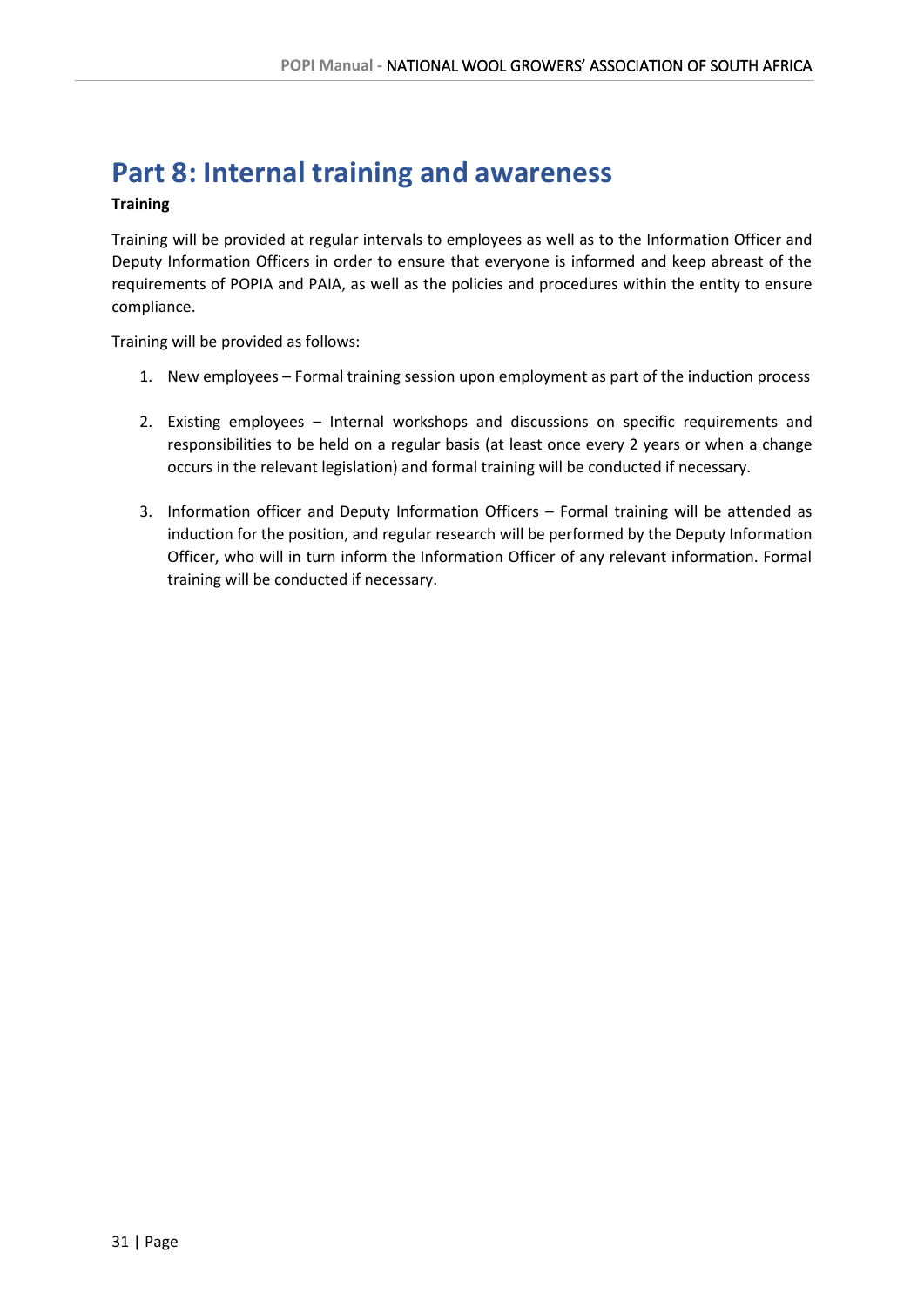# Part 8: Internal training and awareness

**Training**

Training will be provided at regular intervals to employees as well as to the Information Officer and Deputy Information Officers in order to ensure that everyone is informed and keep abreast of the requirements of POPIA and PAIA, as well as the policies and procedures within the entity to ensure compliance.

Training will be provided as follows:

1. New employees – Formal training session upon employment as part of the induction process

2. Existing employees – Internal workshops and discussions on specific requirements and responsibilities to be held on a regular basis (at least once every 2 years or when a change occurs in the relevant legislation) and formal training will be conducted if necessary.

3. Information officer and Deputy Information Officers – Formal training will be attended as induction for the position, and regular research will be performed by the Deputy Information Officer, who will in turn inform the Information Officer of any relevant information. Formal training will be conducted if necessary.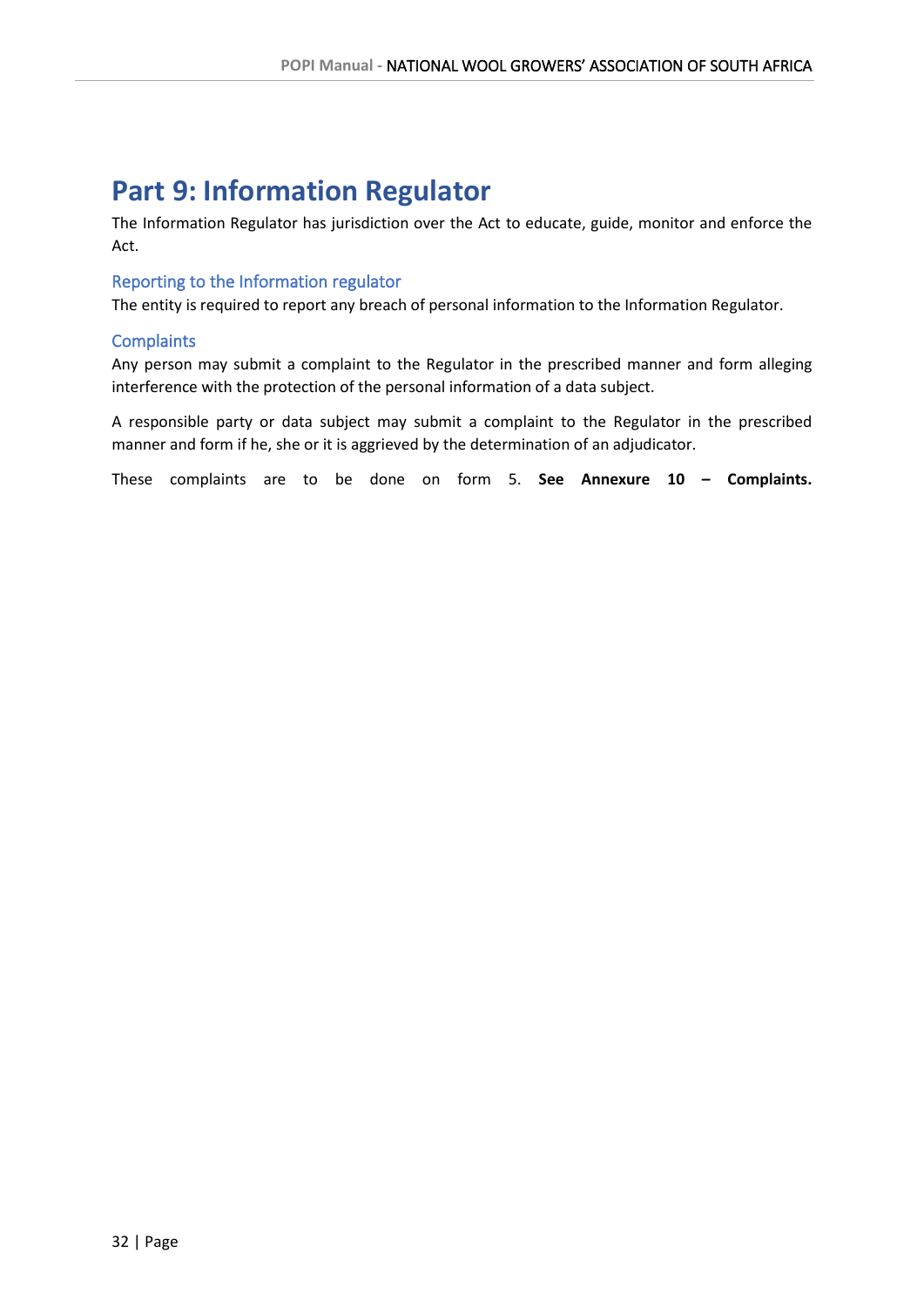# Part 9: Information Regulator

The Information Regulator has jurisdiction over the Act to educate, guide, monitor and enforce the Act.

## Reporting to the Information regulator

The entity is required to report any breach of personal information to the Information Regulator.

## Complaints

Any person may submit a complaint to the Regulator in the prescribed manner and form alleging interference with the protection of the personal information of a data subject.

A responsible party or data subject may submit a complaint to the Regulator in the prescribed manner and form if he, she or it is aggrieved by the determination of an adjudicator.

These complaints are to be done on form 5. **See Annexure 10 – Complaints.**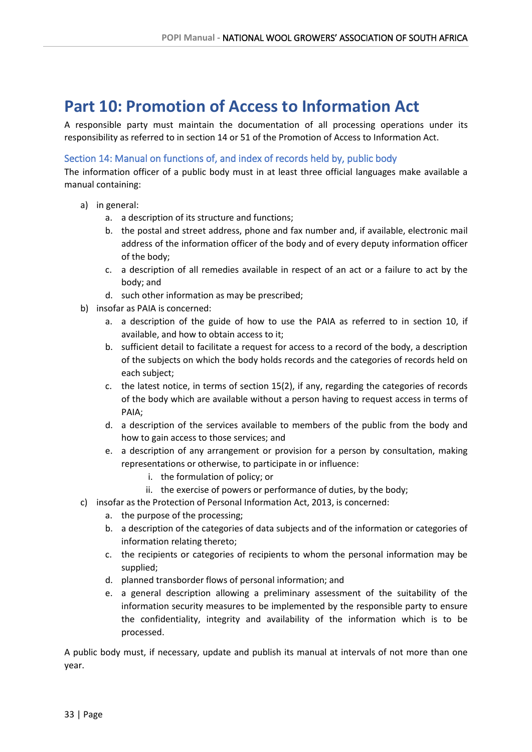# Part 10: Promotion of Access to Information Act

A responsible party must maintain the documentation of all processing operations under its responsibility as referred to in section 14 or 51 of the Promotion of Access to Information Act.

## Section 14: Manual on functions of, and index of records held by, public body

The information officer of a public body must in at least three official languages make available a manual containing:

a) in general:
   a. a description of its structure and functions;
   b. the postal and street address, phone and fax number and, if available, electronic mail address of the information officer of the body and of every deputy information officer of the body;
   c. a description of all remedies available in respect of an act or a failure to act by the body; and
   d. such other information as may be prescribed;

b) insofar as PAIA is concerned:
   a. a description of the guide of how to use the PAIA as referred to in section 10, if available, and how to obtain access to it;
   b. sufficient detail to facilitate a request for access to a record of the body, a description of the subjects on which the body holds records and the categories of records held on each subject;
   c. the latest notice, in terms of section 15(2), if any, regarding the categories of records of the body which are available without a person having to request access in terms of PAIA;
   d. a description of the services available to members of the public from the body and how to gain access to those services; and
   e. a description of any arrangement or provision for a person by consultation, making representations or otherwise, to participate in or influence:
      i. the formulation of policy; or
      ii. the exercise of powers or performance of duties, by the body;

c) insofar as the Protection of Personal Information Act, 2013, is concerned:
   a. the purpose of the processing;
   b. a description of the categories of data subjects and of the information or categories of information relating thereto;
   c. the recipients or categories of recipients to whom the personal information may be supplied;
   d. planned transborder flows of personal information; and
   e. a general description allowing a preliminary assessment of the suitability of the information security measures to be implemented by the responsible party to ensure the confidentiality, integrity and availability of the information which is to be processed.

A public body must, if necessary, update and publish its manual at intervals of not more than one year.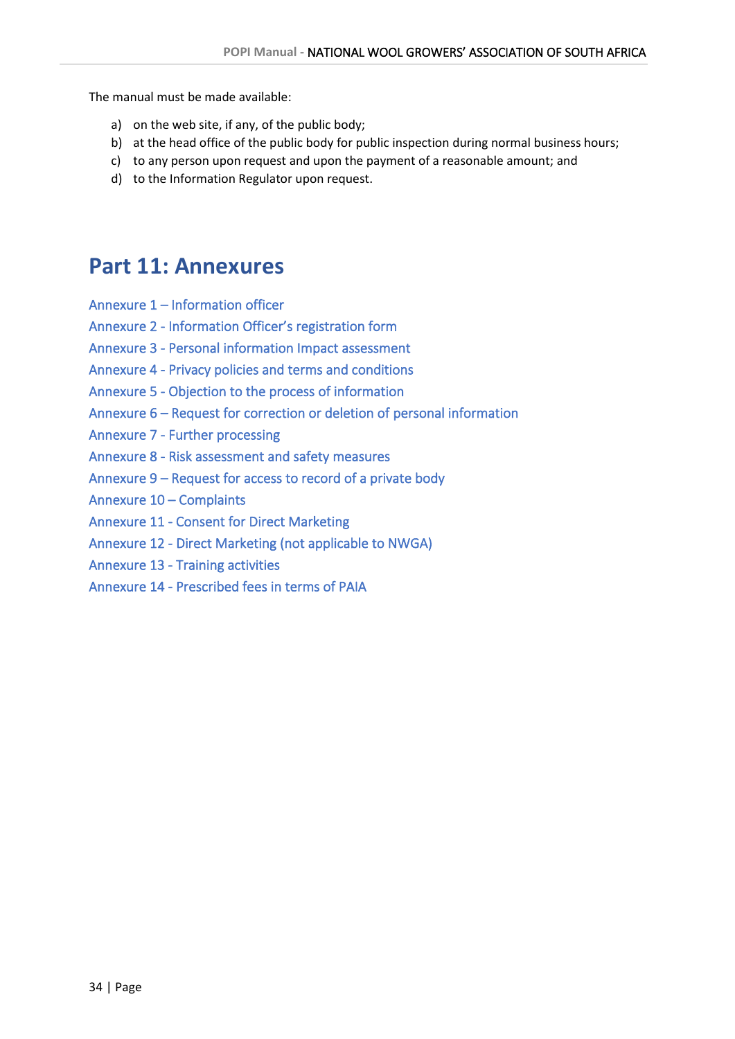The manual must be made available:

a) on the web site, if any, of the public body;
b) at the head office of the public body for public inspection during normal business hours;
c) to any person upon request and upon the payment of a reasonable amount; and
d) to the Information Regulator upon request.

# Part 11: Annexures

Annexure 1 – Information officer
Annexure 2 - Information Officer's registration form
Annexure 3 - Personal information Impact assessment
Annexure 4 - Privacy policies and terms and conditions
Annexure 5 - Objection to the process of information
Annexure 6 – Request for correction or deletion of personal information
Annexure 7 - Further processing
Annexure 8 - Risk assessment and safety measures
Annexure 9 – Request for access to record of a private body
Annexure 10 – Complaints
Annexure 11 - Consent for Direct Marketing
Annexure 12 - Direct Marketing (not applicable to NWGA)
Annexure 13 - Training activities
Annexure 14 - Prescribed fees in terms of PAIA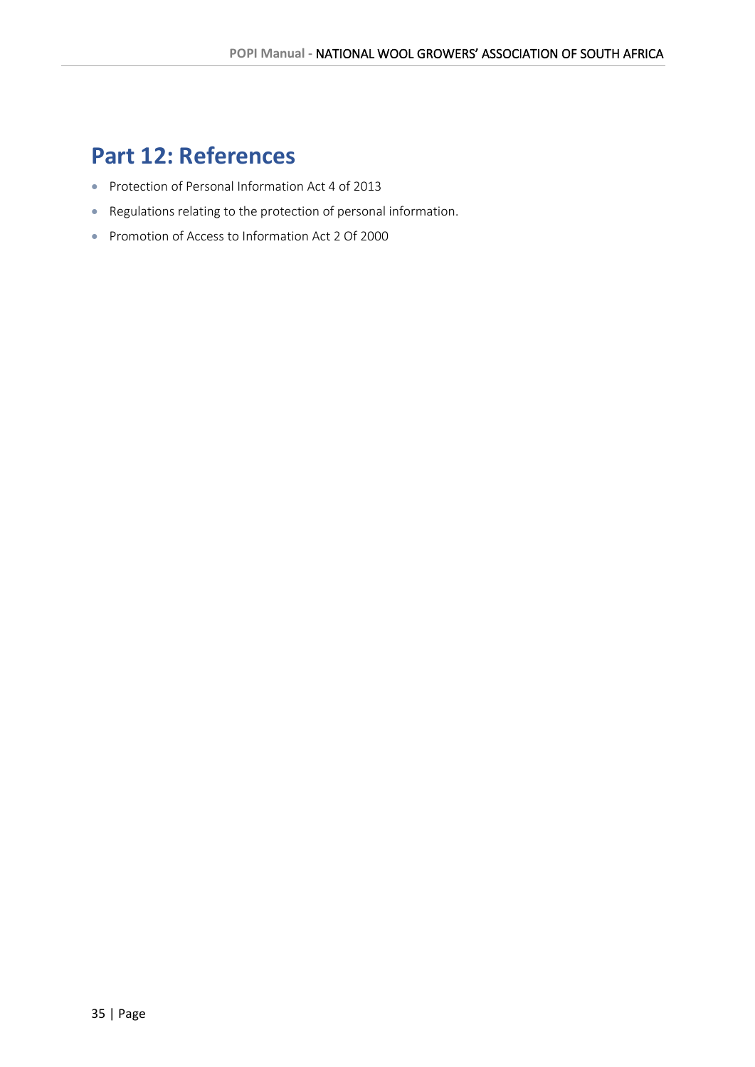# Part 12: References

- Protection of Personal Information Act 4 of 2013
- Regulations relating to the protection of personal information.
- Promotion of Access to Information Act 2 Of 2000